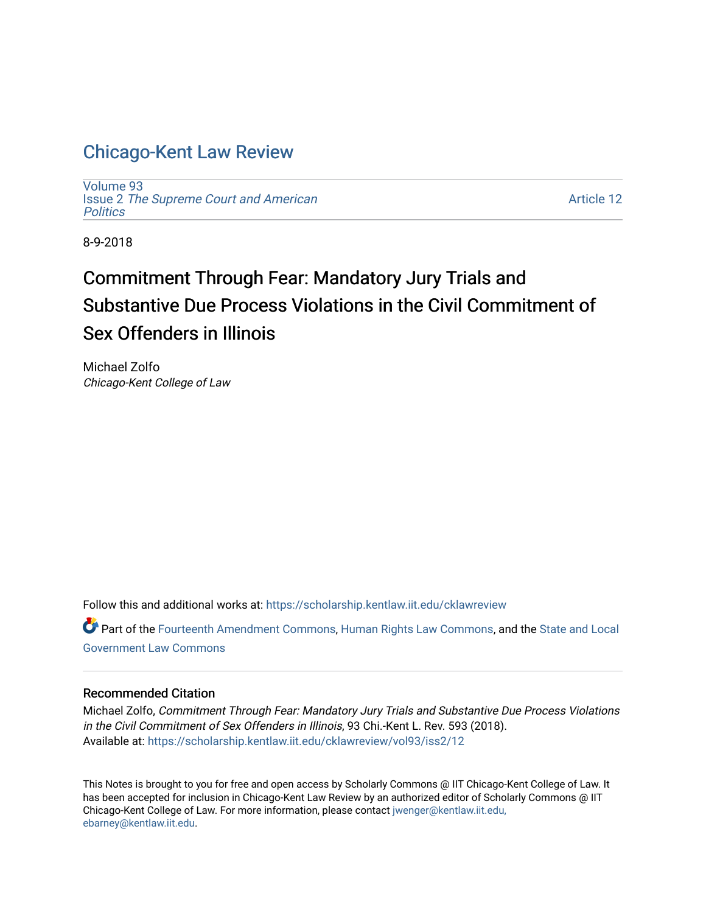# Chicago-Kent Law Review

Volume 93
Issue 2 *The Supreme Court and American Politics*

Article 12

8-9-2018

## Commitment Through Fear: Mandatory Jury Trials and Substantive Due Process Violations in the Civil Commitment of Sex Offenders in Illinois

Michael Zolfo
*Chicago-Kent College of Law*

Follow this and additional works at: https://scholarship.kentlaw.iit.edu/cklawreview

Part of the Fourteenth Amendment Commons, Human Rights Law Commons, and the State and Local Government Law Commons

### Recommended Citation

Michael Zolfo, *Commitment Through Fear: Mandatory Jury Trials and Substantive Due Process Violations in the Civil Commitment of Sex Offenders in Illinois*, 93 Chi.-Kent L. Rev. 593 (2018).
Available at: https://scholarship.kentlaw.iit.edu/cklawreview/vol93/iss2/12

This Notes is brought to you for free and open access by Scholarly Commons @ IIT Chicago-Kent College of Law. It has been accepted for inclusion in Chicago-Kent Law Review by an authorized editor of Scholarly Commons @ IIT Chicago-Kent College of Law. For more information, please contact jwenger@kentlaw.iit.edu, ebarney@kentlaw.iit.edu.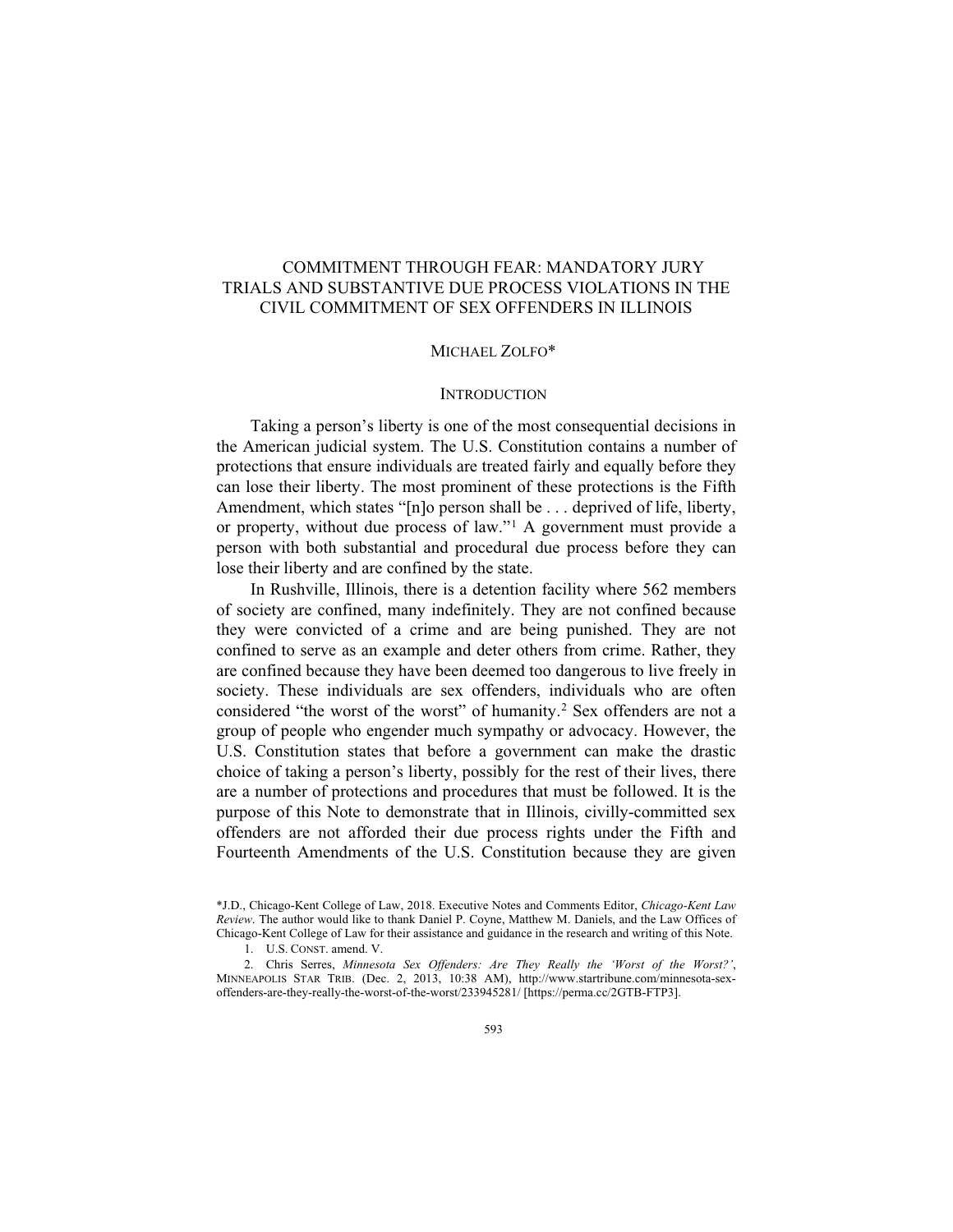# COMMITMENT THROUGH FEAR: MANDATORY JURY TRIALS AND SUBSTANTIVE DUE PROCESS VIOLATIONS IN THE CIVIL COMMITMENT OF SEX OFFENDERS IN ILLINOIS

MICHAEL ZOLFO*

## INTRODUCTION

Taking a person's liberty is one of the most consequential decisions in the American judicial system. The U.S. Constitution contains a number of protections that ensure individuals are treated fairly and equally before they can lose their liberty. The most prominent of these protections is the Fifth Amendment, which states "[n]o person shall be . . . deprived of life, liberty, or property, without due process of law."[1] A government must provide a person with both substantial and procedural due process before they can lose their liberty and are confined by the state.

In Rushville, Illinois, there is a detention facility where 562 members of society are confined, many indefinitely. They are not confined because they were convicted of a crime and are being punished. They are not confined to serve as an example and deter others from crime. Rather, they are confined because they have been deemed too dangerous to live freely in society. These individuals are sex offenders, individuals who are often considered "the worst of the worst" of humanity.[2] Sex offenders are not a group of people who engender much sympathy or advocacy. However, the U.S. Constitution states that before a government can make the drastic choice of taking a person's liberty, possibly for the rest of their lives, there are a number of protections and procedures that must be followed. It is the purpose of this Note to demonstrate that in Illinois, civilly-committed sex offenders are not afforded their due process rights under the Fifth and Fourteenth Amendments of the U.S. Constitution because they are given

*J.D., Chicago-Kent College of Law, 2018. Executive Notes and Comments Editor, *Chicago-Kent Law Review*. The author would like to thank Daniel P. Coyne, Matthew M. Daniels, and the Law Offices of Chicago-Kent College of Law for their assistance and guidance in the research and writing of this Note.

1. U.S. CONST. amend. V.

2. Chris Serres, *Minnesota Sex Offenders: Are They Really the 'Worst of the Worst?'*, MINNEAPOLIS STAR TRIB. (Dec. 2, 2013, 10:38 AM), http://www.startribune.com/minnesota-sex-offenders-are-they-really-the-worst-of-the-worst/233945281/ [https://perma.cc/2GTB-FTP3].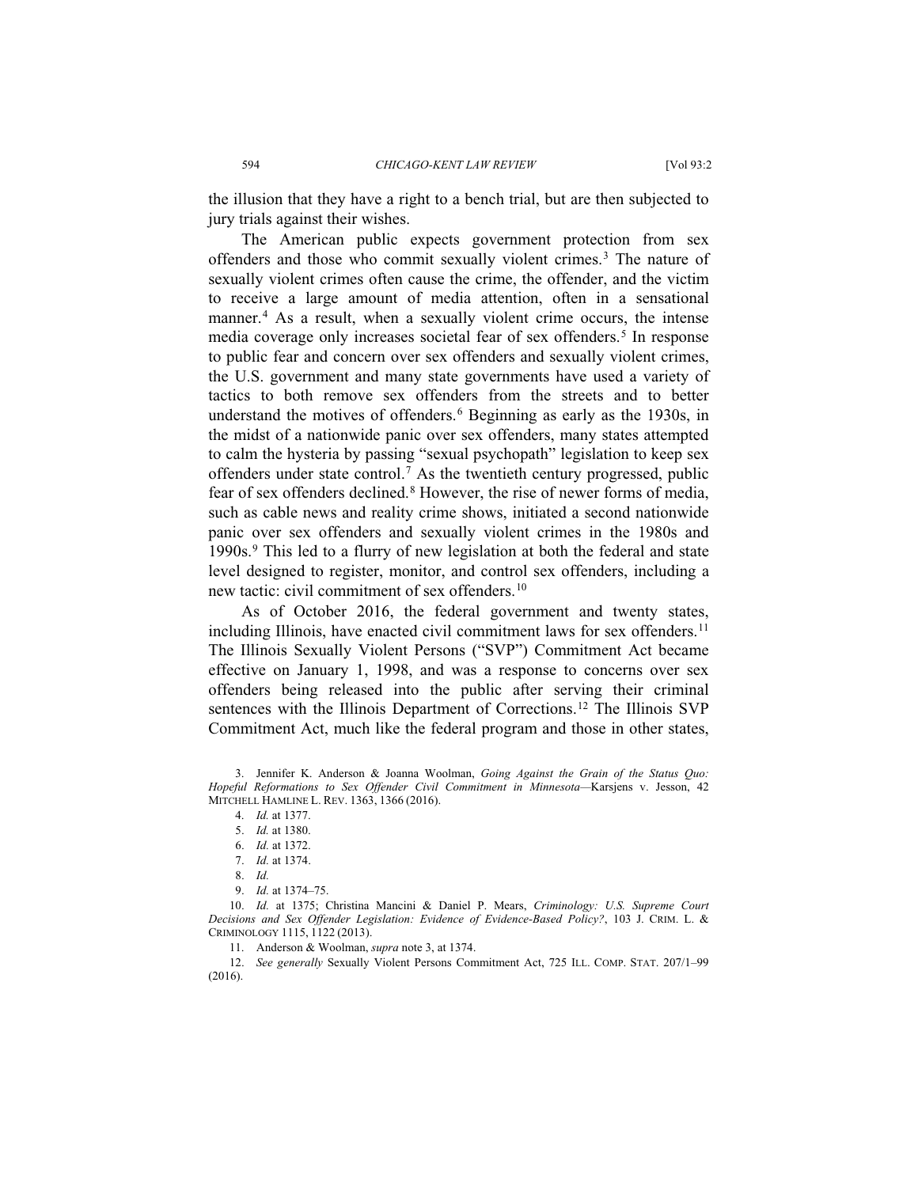the illusion that they have a right to a bench trial, but are then subjected to jury trials against their wishes.

The American public expects government protection from sex offenders and those who commit sexually violent crimes.[3] The nature of sexually violent crimes often cause the crime, the offender, and the victim to receive a large amount of media attention, often in a sensational manner.[4] As a result, when a sexually violent crime occurs, the intense media coverage only increases societal fear of sex offenders.[5] In response to public fear and concern over sex offenders and sexually violent crimes, the U.S. government and many state governments have used a variety of tactics to both remove sex offenders from the streets and to better understand the motives of offenders.[6] Beginning as early as the 1930s, in the midst of a nationwide panic over sex offenders, many states attempted to calm the hysteria by passing "sexual psychopath" legislation to keep sex offenders under state control.[7] As the twentieth century progressed, public fear of sex offenders declined.[8] However, the rise of newer forms of media, such as cable news and reality crime shows, initiated a second nationwide panic over sex offenders and sexually violent crimes in the 1980s and 1990s.[9] This led to a flurry of new legislation at both the federal and state level designed to register, monitor, and control sex offenders, including a new tactic: civil commitment of sex offenders.[10]

As of October 2016, the federal government and twenty states, including Illinois, have enacted civil commitment laws for sex offenders.[11] The Illinois Sexually Violent Persons ("SVP") Commitment Act became effective on January 1, 1998, and was a response to concerns over sex offenders being released into the public after serving their criminal sentences with the Illinois Department of Corrections.[12] The Illinois SVP Commitment Act, much like the federal program and those in other states,

3. Jennifer K. Anderson & Joanna Woolman, *Going Against the Grain of the Status Quo: Hopeful Reformations to Sex Offender Civil Commitment in Minnesota*—Karsjens v. Jesson, 42 MITCHELL HAMLINE L. REV. 1363, 1366 (2016).

4. *Id.* at 1377.

5. *Id.* at 1380.

6. *Id.* at 1372.

7. *Id.* at 1374.

8. *Id.*

9. *Id.* at 1374–75.

10. *Id.* at 1375; Christina Mancini & Daniel P. Mears, *Criminology: U.S. Supreme Court Decisions and Sex Offender Legislation: Evidence of Evidence-Based Policy?*, 103 J. CRIM. L. & CRIMINOLOGY 1115, 1122 (2013).

11. Anderson & Woolman, *supra* note 3, at 1374.

12. *See generally* Sexually Violent Persons Commitment Act, 725 ILL. COMP. STAT. 207/1–99 (2016).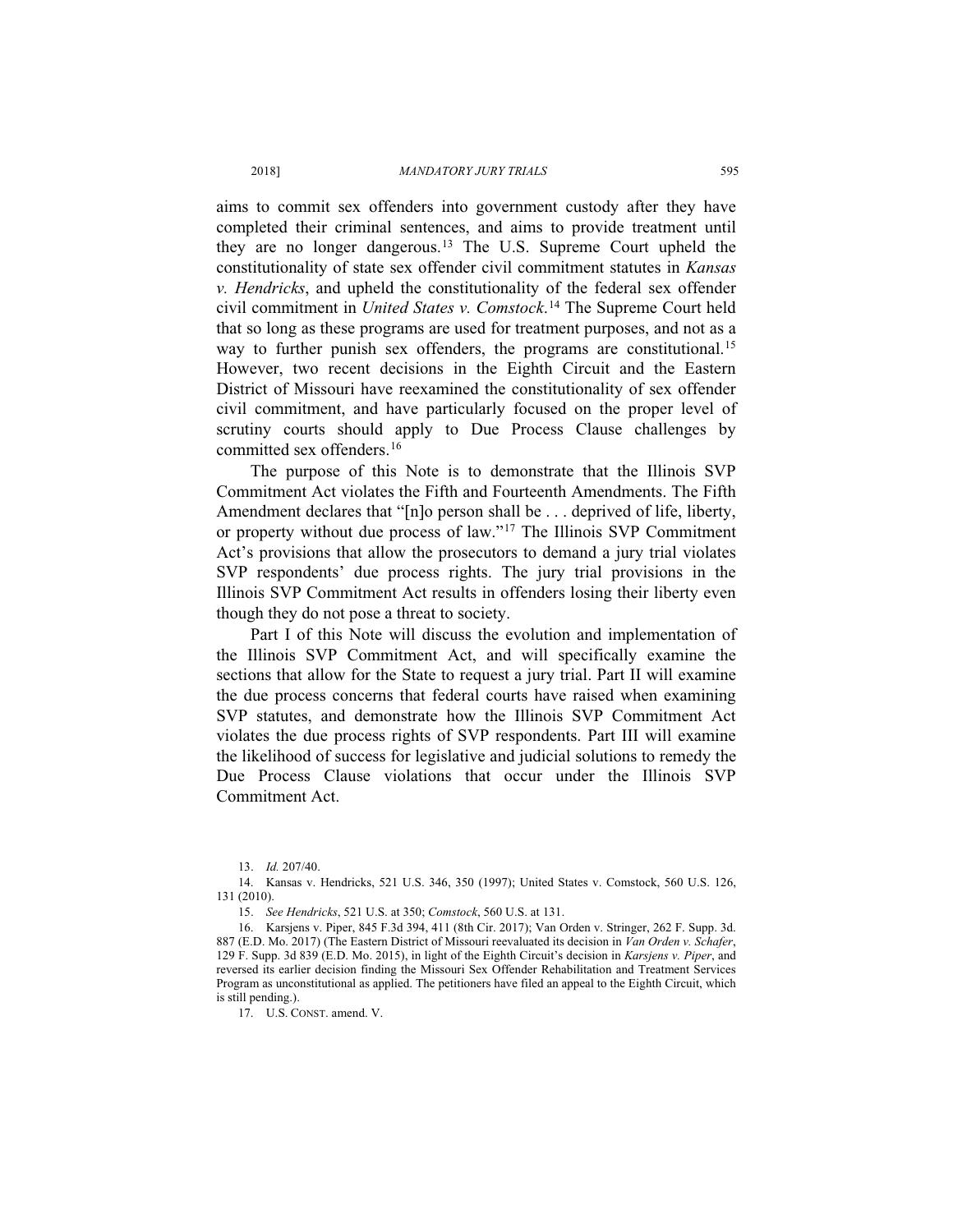aims to commit sex offenders into government custody after they have completed their criminal sentences, and aims to provide treatment until they are no longer dangerous.[13] The U.S. Supreme Court upheld the constitutionality of state sex offender civil commitment statutes in *Kansas v. Hendricks*, and upheld the constitutionality of the federal sex offender civil commitment in *United States v. Comstock*.[14] The Supreme Court held that so long as these programs are used for treatment purposes, and not as a way to further punish sex offenders, the programs are constitutional.[15] However, two recent decisions in the Eighth Circuit and the Eastern District of Missouri have reexamined the constitutionality of sex offender civil commitment, and have particularly focused on the proper level of scrutiny courts should apply to Due Process Clause challenges by committed sex offenders.[16]

The purpose of this Note is to demonstrate that the Illinois SVP Commitment Act violates the Fifth and Fourteenth Amendments. The Fifth Amendment declares that "[n]o person shall be . . . deprived of life, liberty, or property without due process of law."[17] The Illinois SVP Commitment Act's provisions that allow the prosecutors to demand a jury trial violates SVP respondents' due process rights. The jury trial provisions in the Illinois SVP Commitment Act results in offenders losing their liberty even though they do not pose a threat to society.

Part I of this Note will discuss the evolution and implementation of the Illinois SVP Commitment Act, and will specifically examine the sections that allow for the State to request a jury trial. Part II will examine the due process concerns that federal courts have raised when examining SVP statutes, and demonstrate how the Illinois SVP Commitment Act violates the due process rights of SVP respondents. Part III will examine the likelihood of success for legislative and judicial solutions to remedy the Due Process Clause violations that occur under the Illinois SVP Commitment Act.

---

13. *Id.* 207/40.

14. Kansas v. Hendricks, 521 U.S. 346, 350 (1997); United States v. Comstock, 560 U.S. 126, 131 (2010).

15. *See Hendricks*, 521 U.S. at 350; *Comstock*, 560 U.S. at 131.

16. Karsjens v. Piper, 845 F.3d 394, 411 (8th Cir. 2017); Van Orden v. Stringer, 262 F. Supp. 3d. 887 (E.D. Mo. 2017) (The Eastern District of Missouri reevaluated its decision in *Van Orden v. Schafer*, 129 F. Supp. 3d 839 (E.D. Mo. 2015), in light of the Eighth Circuit's decision in *Karsjens v. Piper*, and reversed its earlier decision finding the Missouri Sex Offender Rehabilitation and Treatment Services Program as unconstitutional as applied. The petitioners have filed an appeal to the Eighth Circuit, which is still pending.).

17. U.S. CONST. amend. V.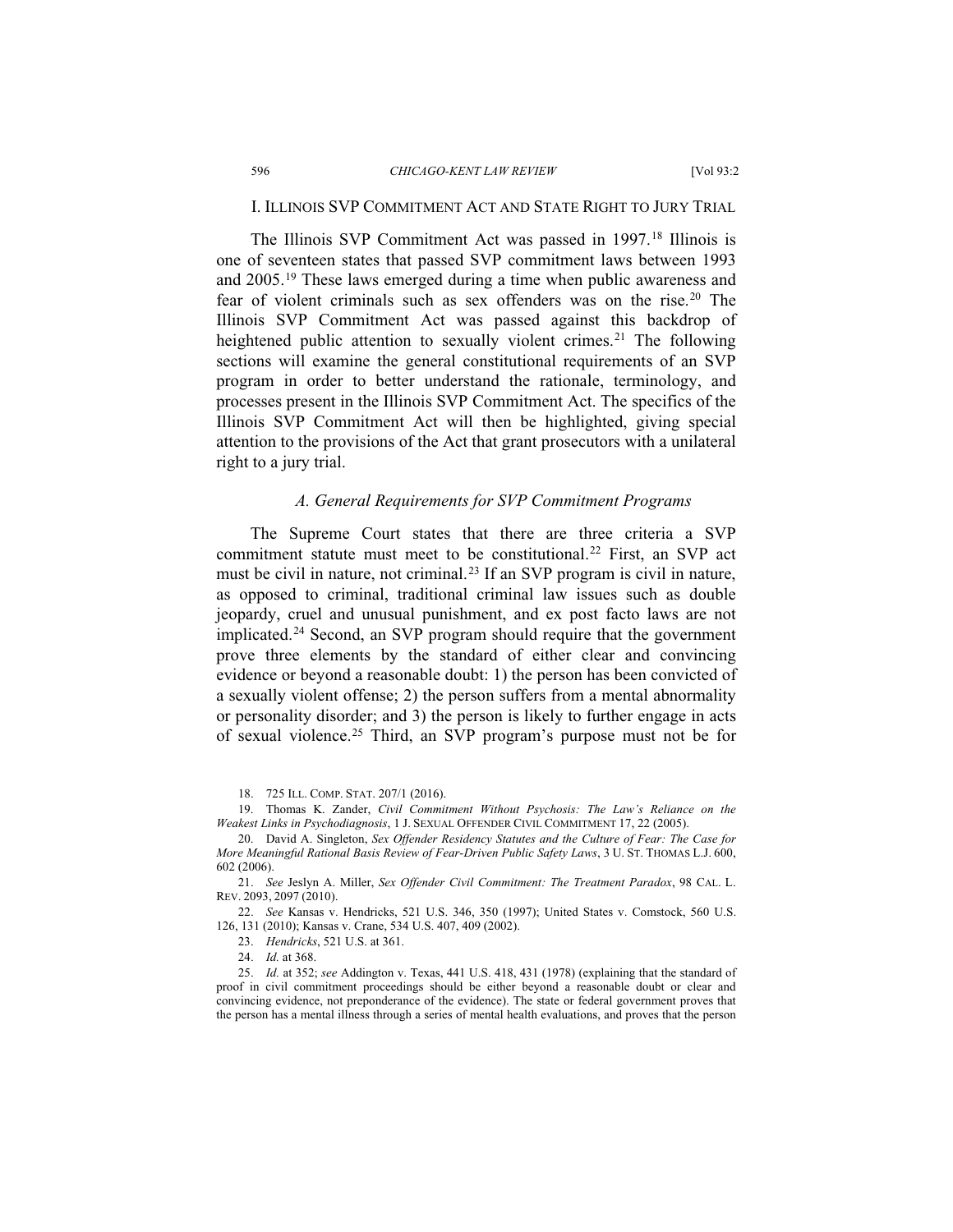## I. ILLINOIS SVP COMMITMENT ACT AND STATE RIGHT TO JURY TRIAL

The Illinois SVP Commitment Act was passed in 1997.[18] Illinois is one of seventeen states that passed SVP commitment laws between 1993 and 2005.[19] These laws emerged during a time when public awareness and fear of violent criminals such as sex offenders was on the rise.[20] The Illinois SVP Commitment Act was passed against this backdrop of heightened public attention to sexually violent crimes.[21] The following sections will examine the general constitutional requirements of an SVP program in order to better understand the rationale, terminology, and processes present in the Illinois SVP Commitment Act. The specifics of the Illinois SVP Commitment Act will then be highlighted, giving special attention to the provisions of the Act that grant prosecutors with a unilateral right to a jury trial.

### *A. General Requirements for SVP Commitment Programs*

The Supreme Court states that there are three criteria a SVP commitment statute must meet to be constitutional.[22] First, an SVP act must be civil in nature, not criminal.[23] If an SVP program is civil in nature, as opposed to criminal, traditional criminal law issues such as double jeopardy, cruel and unusual punishment, and ex post facto laws are not implicated.[24] Second, an SVP program should require that the government prove three elements by the standard of either clear and convincing evidence or beyond a reasonable doubt: 1) the person has been convicted of a sexually violent offense; 2) the person suffers from a mental abnormality or personality disorder; and 3) the person is likely to further engage in acts of sexual violence.[25] Third, an SVP program's purpose must not be for

18. 725 ILL. COMP. STAT. 207/1 (2016).

19. Thomas K. Zander, *Civil Commitment Without Psychosis: The Law's Reliance on the Weakest Links in Psychodiagnosis*, 1 J. SEXUAL OFFENDER CIVIL COMMITMENT 17, 22 (2005).

20. David A. Singleton, *Sex Offender Residency Statutes and the Culture of Fear: The Case for More Meaningful Rational Basis Review of Fear-Driven Public Safety Laws*, 3 U. ST. THOMAS L.J. 600, 602 (2006).

21. *See* Jeslyn A. Miller, *Sex Offender Civil Commitment: The Treatment Paradox*, 98 CAL. L. REV. 2093, 2097 (2010).

22. *See* Kansas v. Hendricks, 521 U.S. 346, 350 (1997); United States v. Comstock, 560 U.S. 126, 131 (2010); Kansas v. Crane, 534 U.S. 407, 409 (2002).

23. *Hendricks*, 521 U.S. at 361.

24. *Id.* at 368.

25. *Id.* at 352; *see* Addington v. Texas, 441 U.S. 418, 431 (1978) (explaining that the standard of proof in civil commitment proceedings should be either beyond a reasonable doubt or clear and convincing evidence, not preponderance of the evidence). The state or federal government proves that the person has a mental illness through a series of mental health evaluations, and proves that the person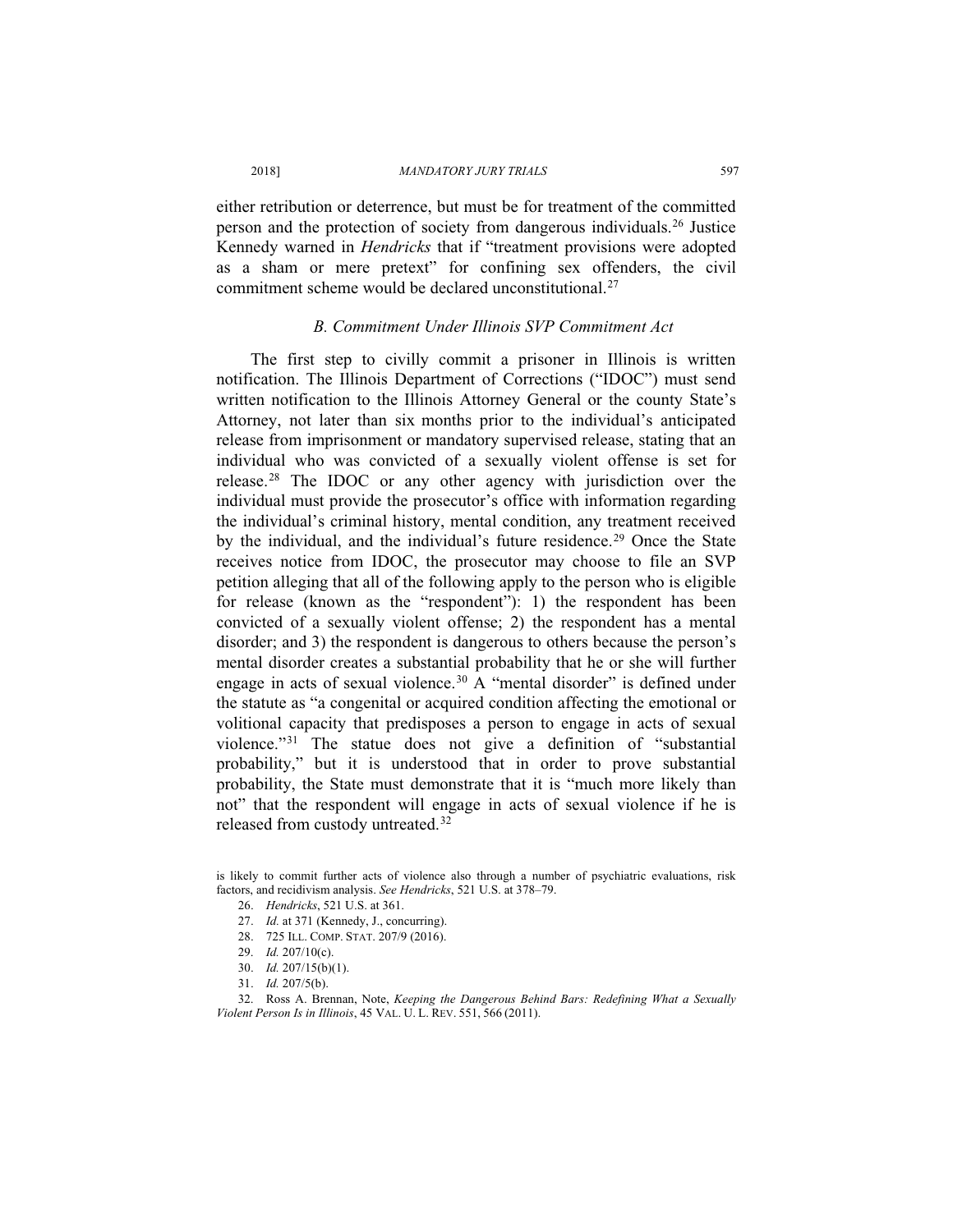either retribution or deterrence, but must be for treatment of the committed person and the protection of society from dangerous individuals.[26] Justice Kennedy warned in *Hendricks* that if "treatment provisions were adopted as a sham or mere pretext" for confining sex offenders, the civil commitment scheme would be declared unconstitutional.[27]

### *B. Commitment Under Illinois SVP Commitment Act*

The first step to civilly commit a prisoner in Illinois is written notification. The Illinois Department of Corrections ("IDOC") must send written notification to the Illinois Attorney General or the county State's Attorney, not later than six months prior to the individual's anticipated release from imprisonment or mandatory supervised release, stating that an individual who was convicted of a sexually violent offense is set for release.[28] The IDOC or any other agency with jurisdiction over the individual must provide the prosecutor's office with information regarding the individual's criminal history, mental condition, any treatment received by the individual, and the individual's future residence.[29] Once the State receives notice from IDOC, the prosecutor may choose to file an SVP petition alleging that all of the following apply to the person who is eligible for release (known as the "respondent"): 1) the respondent has been convicted of a sexually violent offense; 2) the respondent has a mental disorder; and 3) the respondent is dangerous to others because the person's mental disorder creates a substantial probability that he or she will further engage in acts of sexual violence.[30] A "mental disorder" is defined under the statute as "a congenital or acquired condition affecting the emotional or volitional capacity that predisposes a person to engage in acts of sexual violence."[31] The statue does not give a definition of "substantial probability," but it is understood that in order to prove substantial probability, the State must demonstrate that it is "much more likely than not" that the respondent will engage in acts of sexual violence if he is released from custody untreated.[32]

is likely to commit further acts of violence also through a number of psychiatric evaluations, risk factors, and recidivism analysis. *See Hendricks*, 521 U.S. at 378–79.

26. *Hendricks*, 521 U.S. at 361.

27. *Id.* at 371 (Kennedy, J., concurring).

28. 725 ILL. COMP. STAT. 207/9 (2016).

29. *Id.* 207/10(c).

30. *Id.* 207/15(b)(1).

31. *Id.* 207/5(b).

32. Ross A. Brennan, Note, *Keeping the Dangerous Behind Bars: Redefining What a Sexually Violent Person Is in Illinois*, 45 VAL. U. L. REV. 551, 566 (2011).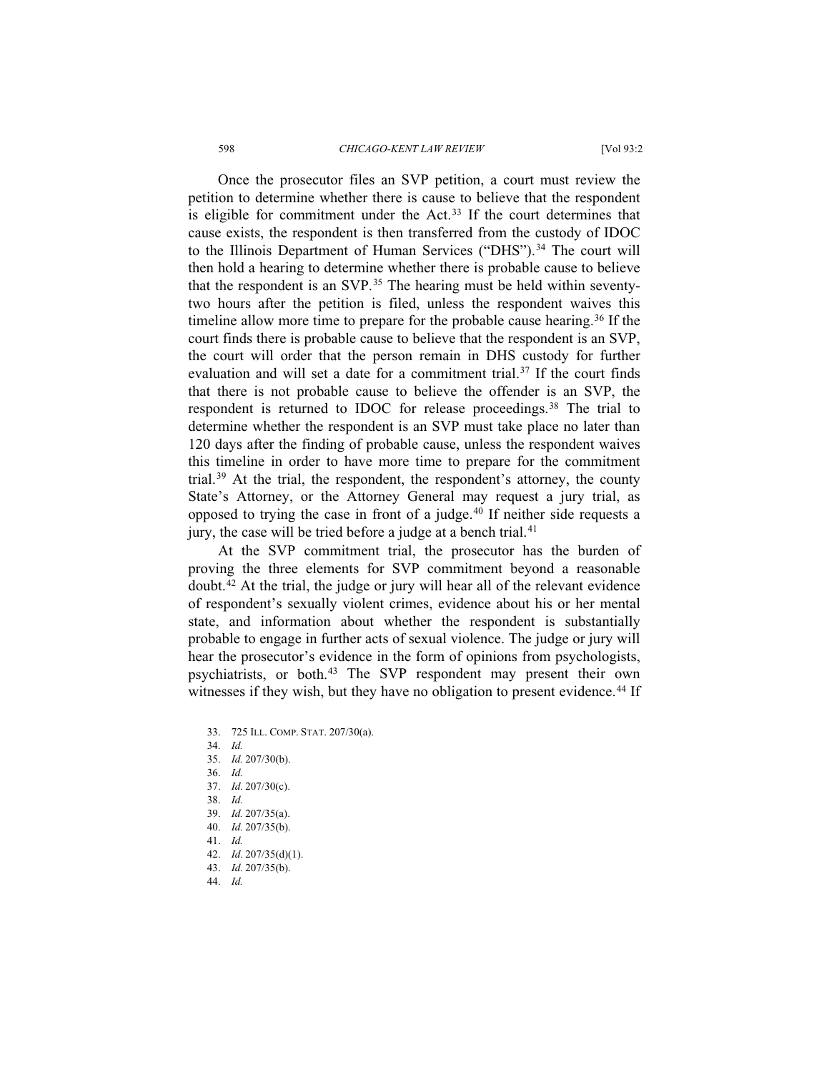Once the prosecutor files an SVP petition, a court must review the petition to determine whether there is cause to believe that the respondent is eligible for commitment under the Act.[33] If the court determines that cause exists, the respondent is then transferred from the custody of IDOC to the Illinois Department of Human Services ("DHS").[34] The court will then hold a hearing to determine whether there is probable cause to believe that the respondent is an SVP.[35] The hearing must be held within seventy-two hours after the petition is filed, unless the respondent waives this timeline allow more time to prepare for the probable cause hearing.[36] If the court finds there is probable cause to believe that the respondent is an SVP, the court will order that the person remain in DHS custody for further evaluation and will set a date for a commitment trial.[37] If the court finds that there is not probable cause to believe the offender is an SVP, the respondent is returned to IDOC for release proceedings.[38] The trial to determine whether the respondent is an SVP must take place no later than 120 days after the finding of probable cause, unless the respondent waives this timeline in order to have more time to prepare for the commitment trial.[39] At the trial, the respondent, the respondent's attorney, the county State's Attorney, or the Attorney General may request a jury trial, as opposed to trying the case in front of a judge.[40] If neither side requests a jury, the case will be tried before a judge at a bench trial.[41]

At the SVP commitment trial, the prosecutor has the burden of proving the three elements for SVP commitment beyond a reasonable doubt.[42] At the trial, the judge or jury will hear all of the relevant evidence of respondent's sexually violent crimes, evidence about his or her mental state, and information about whether the respondent is substantially probable to engage in further acts of sexual violence. The judge or jury will hear the prosecutor's evidence in the form of opinions from psychologists, psychiatrists, or both.[43] The SVP respondent may present their own witnesses if they wish, but they have no obligation to present evidence.[44] If

33. 725 ILL. COMP. STAT. 207/30(a).
34. *Id.*
35. *Id.* 207/30(b).
36. *Id.*
37. *Id.* 207/30(c).
38. *Id.*
39. *Id.* 207/35(a).
40. *Id.* 207/35(b).
41. *Id.*
42. *Id.* 207/35(d)(1).
43. *Id.* 207/35(b).
44. *Id.*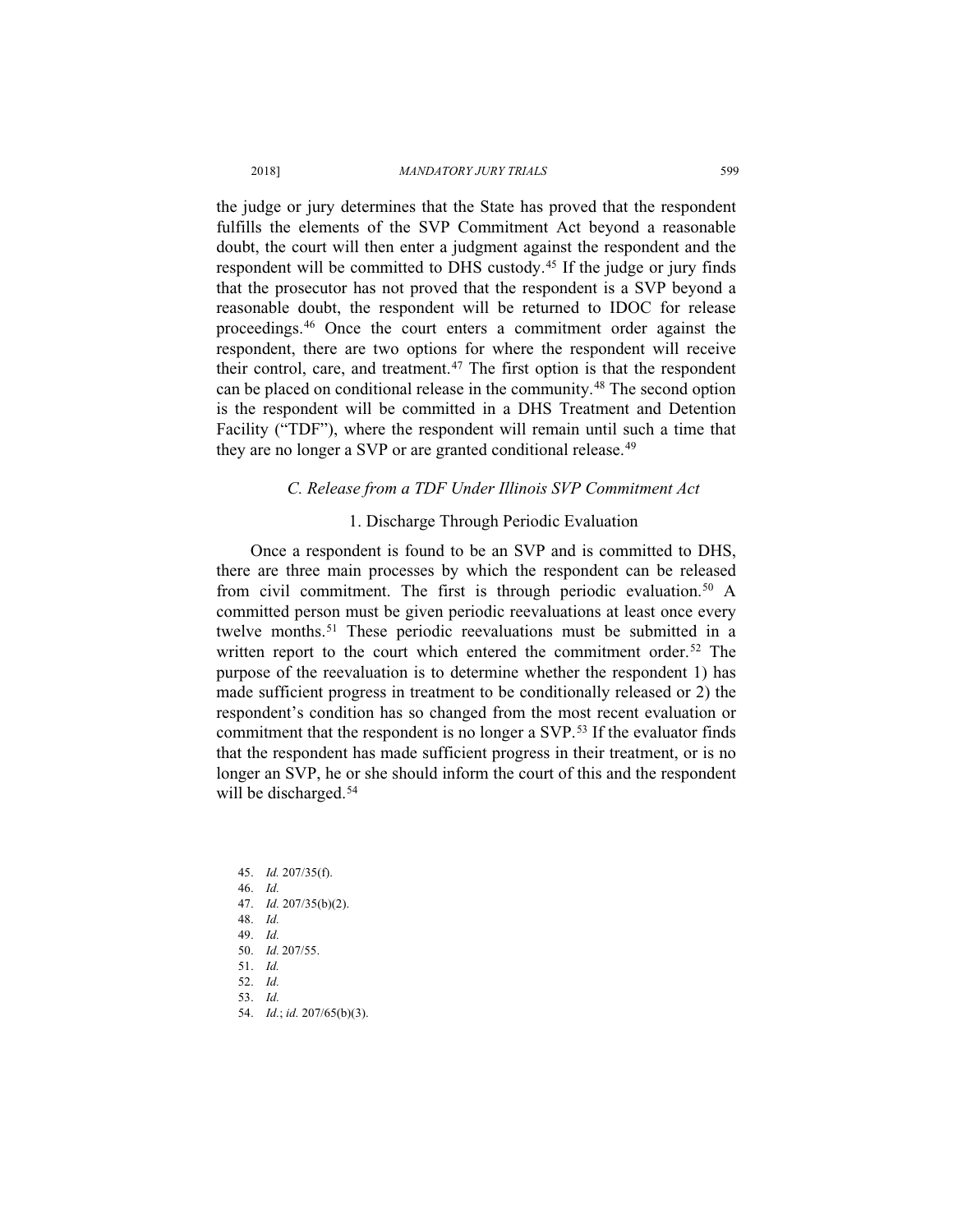the judge or jury determines that the State has proved that the respondent fulfills the elements of the SVP Commitment Act beyond a reasonable doubt, the court will then enter a judgment against the respondent and the respondent will be committed to DHS custody.[45] If the judge or jury finds that the prosecutor has not proved that the respondent is a SVP beyond a reasonable doubt, the respondent will be returned to IDOC for release proceedings.[46] Once the court enters a commitment order against the respondent, there are two options for where the respondent will receive their control, care, and treatment.[47] The first option is that the respondent can be placed on conditional release in the community.[48] The second option is the respondent will be committed in a DHS Treatment and Detention Facility ("TDF"), where the respondent will remain until such a time that they are no longer a SVP or are granted conditional release.[49]

### *C. Release from a TDF Under Illinois SVP Commitment Act*

#### 1. Discharge Through Periodic Evaluation

Once a respondent is found to be an SVP and is committed to DHS, there are three main processes by which the respondent can be released from civil commitment. The first is through periodic evaluation.[50] A committed person must be given periodic reevaluations at least once every twelve months.[51] These periodic reevaluations must be submitted in a written report to the court which entered the commitment order.[52] The purpose of the reevaluation is to determine whether the respondent 1) has made sufficient progress in treatment to be conditionally released or 2) the respondent's condition has so changed from the most recent evaluation or commitment that the respondent is no longer a SVP.[53] If the evaluator finds that the respondent has made sufficient progress in their treatment, or is no longer an SVP, he or she should inform the court of this and the respondent will be discharged.[54]

45. *Id.* 207/35(f).
46. *Id.*
47. *Id.* 207/35(b)(2).
48. *Id.*
49. *Id.*
50. *Id.* 207/55.
51. *Id.*
52. *Id.*
53. *Id.*
54. *Id.*; *id.* 207/65(b)(3).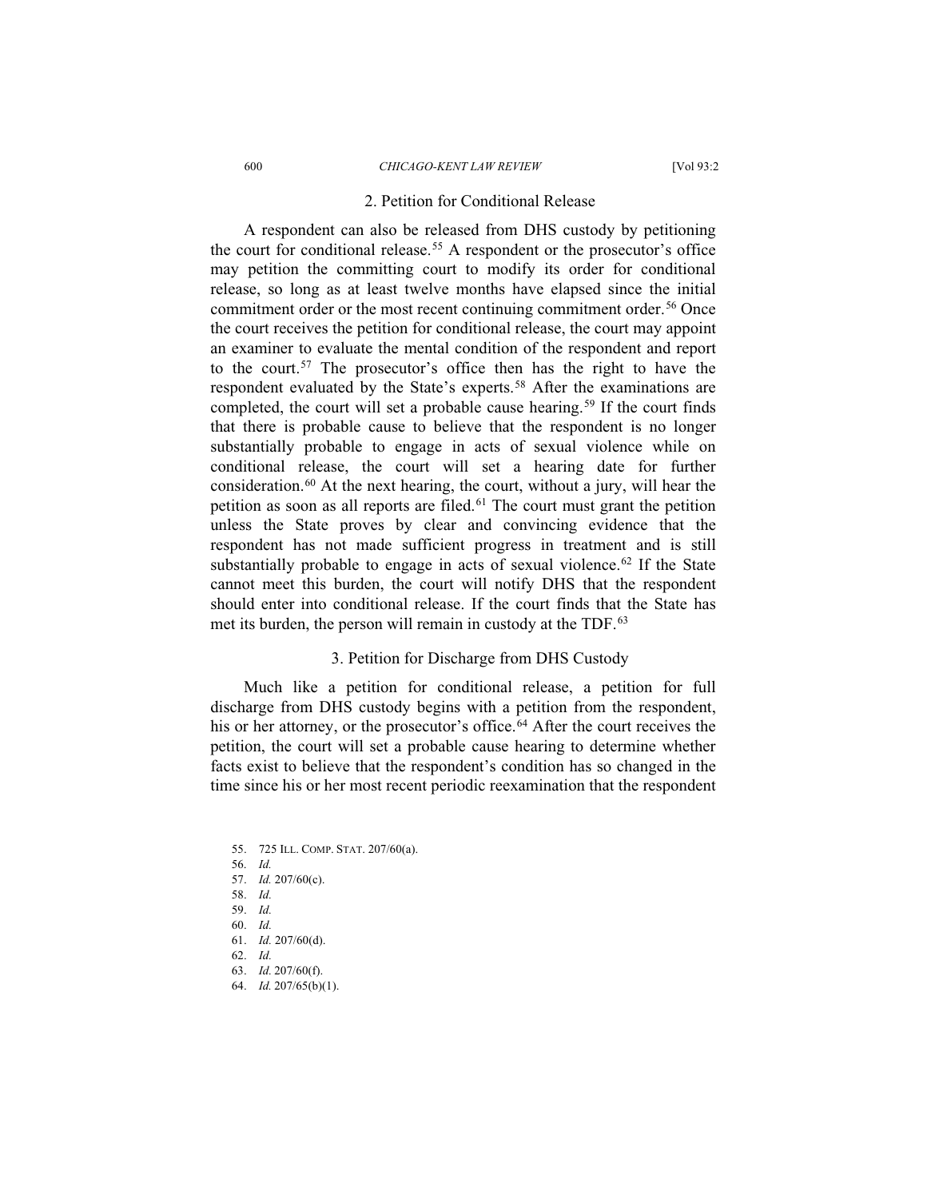### 2. Petition for Conditional Release

A respondent can also be released from DHS custody by petitioning the court for conditional release.[55] A respondent or the prosecutor's office may petition the committing court to modify its order for conditional release, so long as at least twelve months have elapsed since the initial commitment order or the most recent continuing commitment order.[56] Once the court receives the petition for conditional release, the court may appoint an examiner to evaluate the mental condition of the respondent and report to the court.[57] The prosecutor's office then has the right to have the respondent evaluated by the State's experts.[58] After the examinations are completed, the court will set a probable cause hearing.[59] If the court finds that there is probable cause to believe that the respondent is no longer substantially probable to engage in acts of sexual violence while on conditional release, the court will set a hearing date for further consideration.[60] At the next hearing, the court, without a jury, will hear the petition as soon as all reports are filed.[61] The court must grant the petition unless the State proves by clear and convincing evidence that the respondent has not made sufficient progress in treatment and is still substantially probable to engage in acts of sexual violence.[62] If the State cannot meet this burden, the court will notify DHS that the respondent should enter into conditional release. If the court finds that the State has met its burden, the person will remain in custody at the TDF.[63]

### 3. Petition for Discharge from DHS Custody

Much like a petition for conditional release, a petition for full discharge from DHS custody begins with a petition from the respondent, his or her attorney, or the prosecutor's office.[64] After the court receives the petition, the court will set a probable cause hearing to determine whether facts exist to believe that the respondent's condition has so changed in the time since his or her most recent periodic reexamination that the respondent

55. 725 ILL. COMP. STAT. 207/60(a).
56. *Id.*
57. *Id.* 207/60(c).
58. *Id.*
59. *Id.*
60. *Id.*
61. *Id.* 207/60(d).
62. *Id.*
63. *Id.* 207/60(f).
64. *Id.* 207/65(b)(1).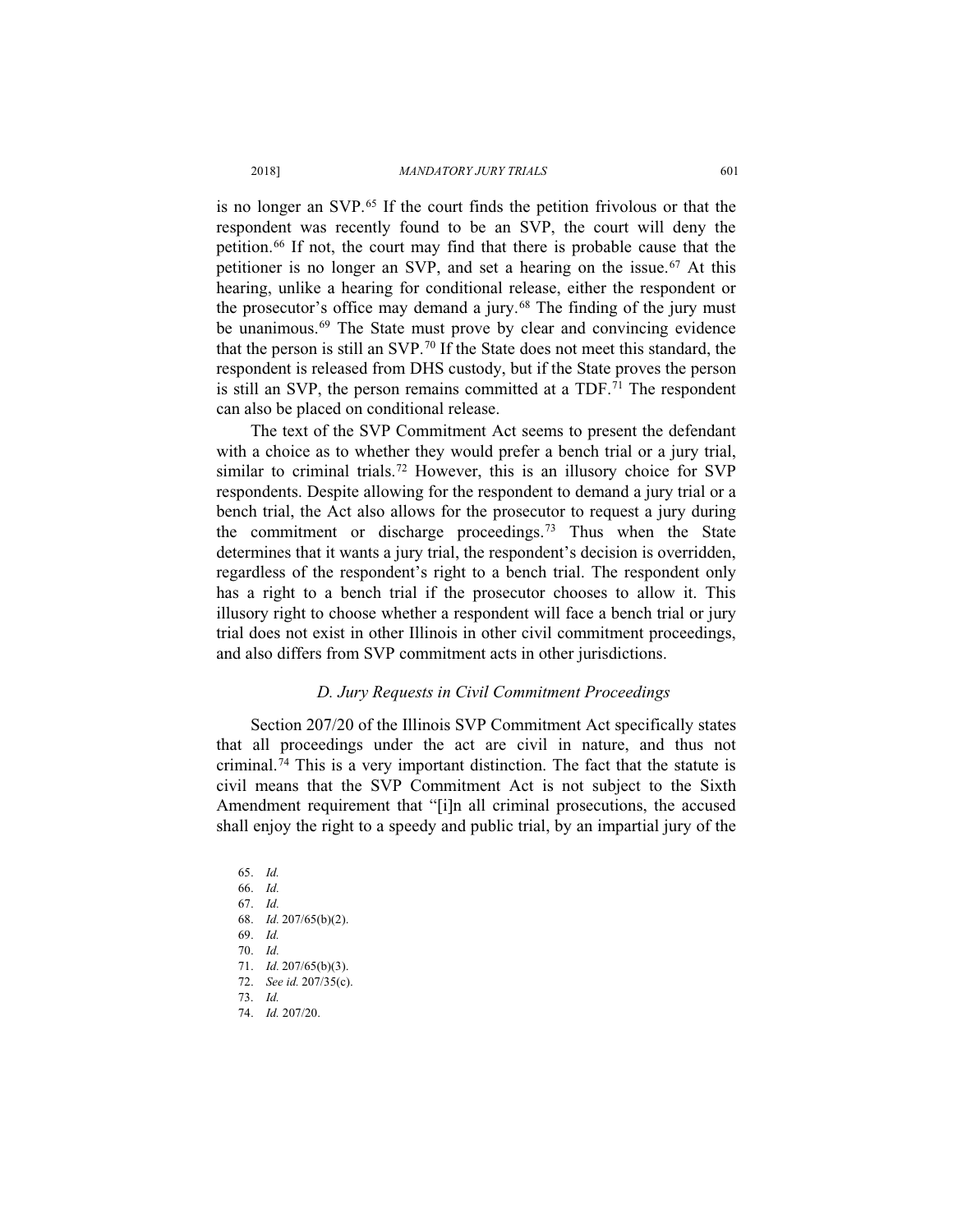is no longer an SVP.[65] If the court finds the petition frivolous or that the respondent was recently found to be an SVP, the court will deny the petition.[66] If not, the court may find that there is probable cause that the petitioner is no longer an SVP, and set a hearing on the issue.[67] At this hearing, unlike a hearing for conditional release, either the respondent or the prosecutor's office may demand a jury.[68] The finding of the jury must be unanimous.[69] The State must prove by clear and convincing evidence that the person is still an SVP.[70] If the State does not meet this standard, the respondent is released from DHS custody, but if the State proves the person is still an SVP, the person remains committed at a TDF.[71] The respondent can also be placed on conditional release.

The text of the SVP Commitment Act seems to present the defendant with a choice as to whether they would prefer a bench trial or a jury trial, similar to criminal trials.[72] However, this is an illusory choice for SVP respondents. Despite allowing for the respondent to demand a jury trial or a bench trial, the Act also allows for the prosecutor to request a jury during the commitment or discharge proceedings.[73] Thus when the State determines that it wants a jury trial, the respondent's decision is overridden, regardless of the respondent's right to a bench trial. The respondent only has a right to a bench trial if the prosecutor chooses to allow it. This illusory right to choose whether a respondent will face a bench trial or jury trial does not exist in other Illinois in other civil commitment proceedings, and also differs from SVP commitment acts in other jurisdictions.

### *D. Jury Requests in Civil Commitment Proceedings*

Section 207/20 of the Illinois SVP Commitment Act specifically states that all proceedings under the act are civil in nature, and thus not criminal.[74] This is a very important distinction. The fact that the statute is civil means that the SVP Commitment Act is not subject to the Sixth Amendment requirement that "[i]n all criminal prosecutions, the accused shall enjoy the right to a speedy and public trial, by an impartial jury of the

65. *Id.*
66. *Id.*
67. *Id.*
68. *Id.* 207/65(b)(2).
69. *Id.*
70. *Id.*
71. *Id.* 207/65(b)(3).
72. *See id.* 207/35(c).
73. *Id.*
74. *Id.* 207/20.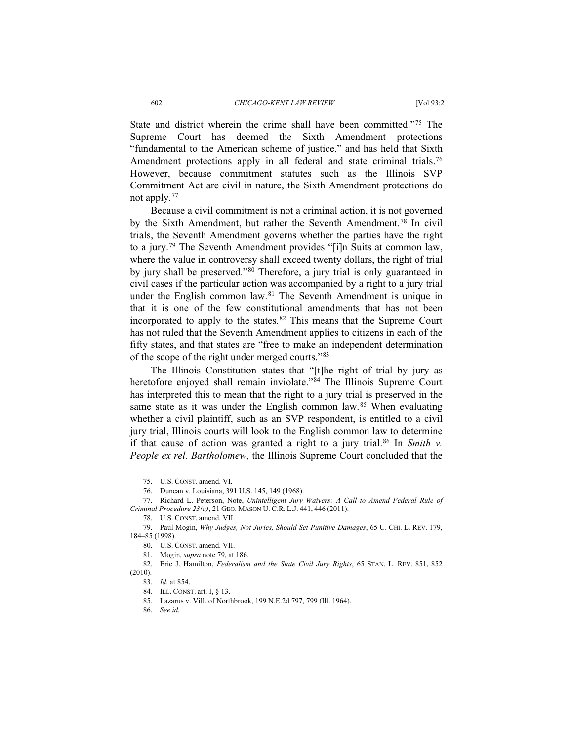State and district wherein the crime shall have been committed."[75] The Supreme Court has deemed the Sixth Amendment protections "fundamental to the American scheme of justice," and has held that Sixth Amendment protections apply in all federal and state criminal trials.[76] However, because commitment statutes such as the Illinois SVP Commitment Act are civil in nature, the Sixth Amendment protections do not apply.[77]

Because a civil commitment is not a criminal action, it is not governed by the Sixth Amendment, but rather the Seventh Amendment.[78] In civil trials, the Seventh Amendment governs whether the parties have the right to a jury.[79] The Seventh Amendment provides "[i]n Suits at common law, where the value in controversy shall exceed twenty dollars, the right of trial by jury shall be preserved."[80] Therefore, a jury trial is only guaranteed in civil cases if the particular action was accompanied by a right to a jury trial under the English common law.[81] The Seventh Amendment is unique in that it is one of the few constitutional amendments that has not been incorporated to apply to the states.[82] This means that the Supreme Court has not ruled that the Seventh Amendment applies to citizens in each of the fifty states, and that states are "free to make an independent determination of the scope of the right under merged courts."[83]

The Illinois Constitution states that "[t]he right of trial by jury as heretofore enjoyed shall remain inviolate."[84] The Illinois Supreme Court has interpreted this to mean that the right to a jury trial is preserved in the same state as it was under the English common law.[85] When evaluating whether a civil plaintiff, such as an SVP respondent, is entitled to a civil jury trial, Illinois courts will look to the English common law to determine if that cause of action was granted a right to a jury trial.[86] In *Smith v. People ex rel. Bartholomew*, the Illinois Supreme Court concluded that the

75. U.S. CONST. amend. VI.

76. Duncan v. Louisiana, 391 U.S. 145, 149 (1968).

77. Richard L. Peterson, Note, *Unintelligent Jury Waivers: A Call to Amend Federal Rule of Criminal Procedure 23(a)*, 21 GEO. MASON U. C.R. L.J. 441, 446 (2011).

78. U.S. CONST. amend. VII.

79. Paul Mogin, *Why Judges, Not Juries, Should Set Punitive Damages*, 65 U. CHI. L. REV. 179, 184–85 (1998).

80. U.S. CONST. amend. VII.

81. Mogin, *supra* note 79, at 186.

82. Eric J. Hamilton, *Federalism and the State Civil Jury Rights*, 65 STAN. L. REV. 851, 852 (2010).

83. *Id*. at 854.

84. ILL. CONST. art. I, § 13.

85. Lazarus v. Vill. of Northbrook, 199 N.E.2d 797, 799 (Ill. 1964).

86. *See id.*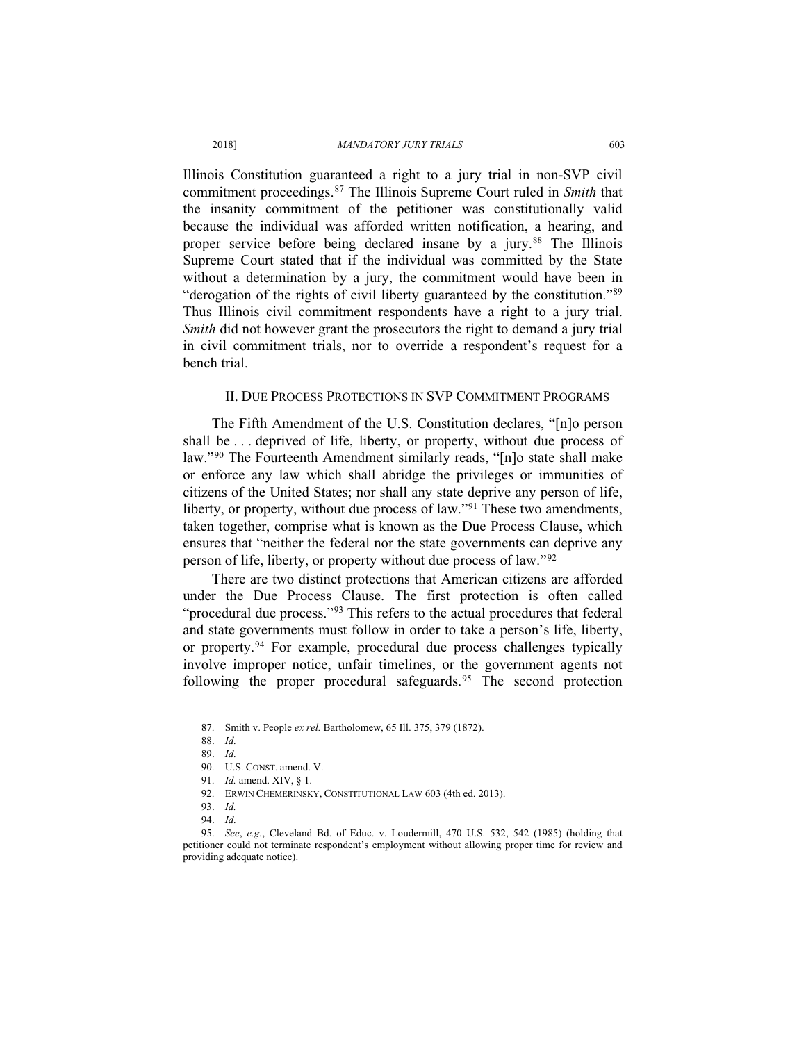Illinois Constitution guaranteed a right to a jury trial in non-SVP civil commitment proceedings.[87] The Illinois Supreme Court ruled in *Smith* that the insanity commitment of the petitioner was constitutionally valid because the individual was afforded written notification, a hearing, and proper service before being declared insane by a jury.[88] The Illinois Supreme Court stated that if the individual was committed by the State without a determination by a jury, the commitment would have been in "derogation of the rights of civil liberty guaranteed by the constitution."[89] Thus Illinois civil commitment respondents have a right to a jury trial. *Smith* did not however grant the prosecutors the right to demand a jury trial in civil commitment trials, nor to override a respondent's request for a bench trial.

## II. Due Process Protections in SVP Commitment Programs

The Fifth Amendment of the U.S. Constitution declares, "[n]o person shall be . . . deprived of life, liberty, or property, without due process of law."[90] The Fourteenth Amendment similarly reads, "[n]o state shall make or enforce any law which shall abridge the privileges or immunities of citizens of the United States; nor shall any state deprive any person of life, liberty, or property, without due process of law."[91] These two amendments, taken together, comprise what is known as the Due Process Clause, which ensures that "neither the federal nor the state governments can deprive any person of life, liberty, or property without due process of law."[92]

There are two distinct protections that American citizens are afforded under the Due Process Clause. The first protection is often called "procedural due process."[93] This refers to the actual procedures that federal and state governments must follow in order to take a person's life, liberty, or property.[94] For example, procedural due process challenges typically involve improper notice, unfair timelines, or the government agents not following the proper procedural safeguards.[95] The second protection

87. Smith v. People *ex rel.* Bartholomew, 65 Ill. 375, 379 (1872).

88. *Id.*

89. *Id.*

90. U.S. Const. amend. V.

91. *Id.* amend. XIV, § 1.

92. Erwin Chemerinsky, Constitutional Law 603 (4th ed. 2013).

93. *Id.*

94. *Id.*

95. *See*, *e.g.*, Cleveland Bd. of Educ. v. Loudermill, 470 U.S. 532, 542 (1985) (holding that petitioner could not terminate respondent's employment without allowing proper time for review and providing adequate notice).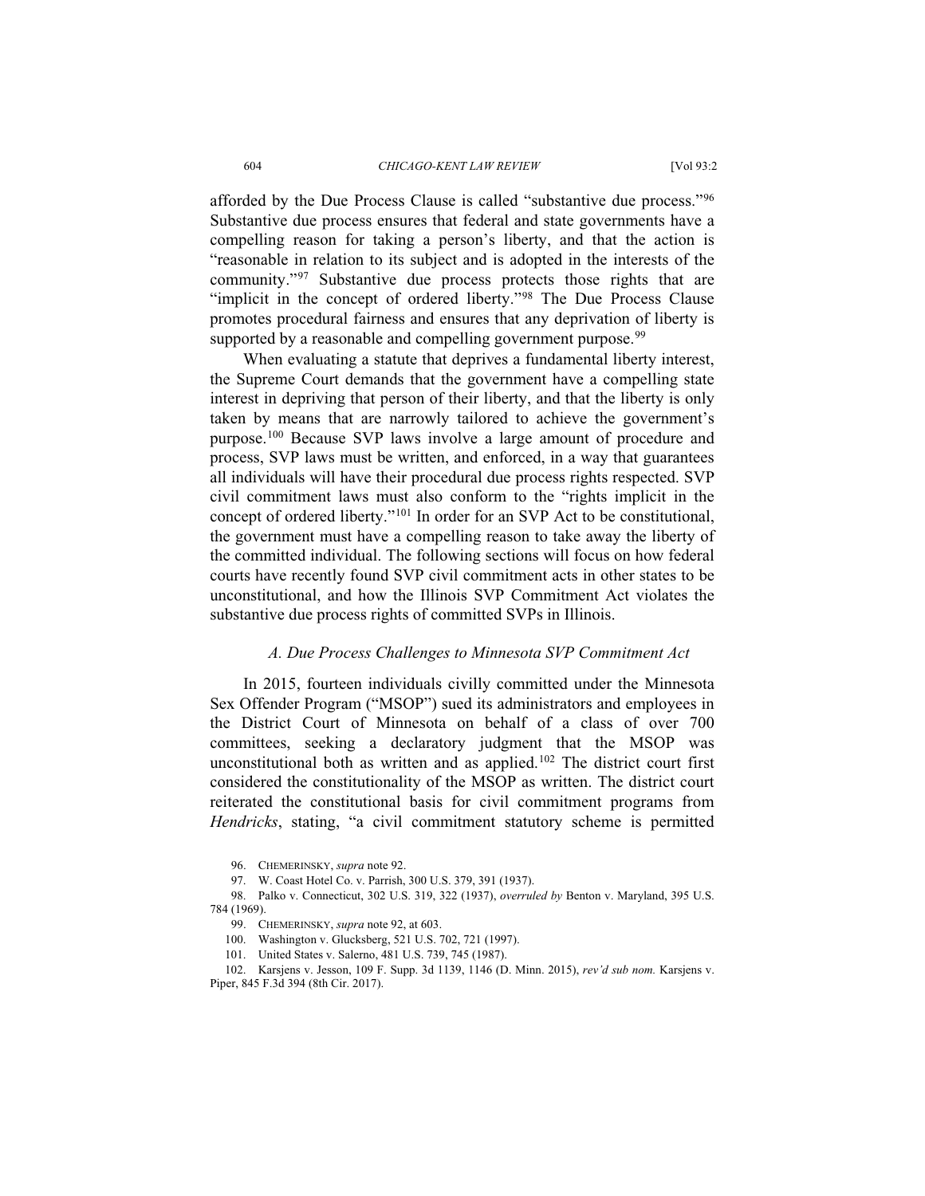afforded by the Due Process Clause is called "substantive due process."[96] Substantive due process ensures that federal and state governments have a compelling reason for taking a person's liberty, and that the action is "reasonable in relation to its subject and is adopted in the interests of the community."[97] Substantive due process protects those rights that are "implicit in the concept of ordered liberty."[98] The Due Process Clause promotes procedural fairness and ensures that any deprivation of liberty is supported by a reasonable and compelling government purpose.[99]

When evaluating a statute that deprives a fundamental liberty interest, the Supreme Court demands that the government have a compelling state interest in depriving that person of their liberty, and that the liberty is only taken by means that are narrowly tailored to achieve the government's purpose.[100] Because SVP laws involve a large amount of procedure and process, SVP laws must be written, and enforced, in a way that guarantees all individuals will have their procedural due process rights respected. SVP civil commitment laws must also conform to the "rights implicit in the concept of ordered liberty."[101] In order for an SVP Act to be constitutional, the government must have a compelling reason to take away the liberty of the committed individual. The following sections will focus on how federal courts have recently found SVP civil commitment acts in other states to be unconstitutional, and how the Illinois SVP Commitment Act violates the substantive due process rights of committed SVPs in Illinois.

### *A. Due Process Challenges to Minnesota SVP Commitment Act*

In 2015, fourteen individuals civilly committed under the Minnesota Sex Offender Program ("MSOP") sued its administrators and employees in the District Court of Minnesota on behalf of a class of over 700 committees, seeking a declaratory judgment that the MSOP was unconstitutional both as written and as applied.[102] The district court first considered the constitutionality of the MSOP as written. The district court reiterated the constitutional basis for civil commitment programs from *Hendricks*, stating, "a civil commitment statutory scheme is permitted

96. CHEMERINSKY, *supra* note 92.

97. W. Coast Hotel Co. v. Parrish, 300 U.S. 379, 391 (1937).

98. Palko v. Connecticut, 302 U.S. 319, 322 (1937), *overruled by* Benton v. Maryland, 395 U.S. 784 (1969).

99. CHEMERINSKY, *supra* note 92, at 603.

100. Washington v. Glucksberg, 521 U.S. 702, 721 (1997).

101. United States v. Salerno, 481 U.S. 739, 745 (1987).

102. Karsjens v. Jesson, 109 F. Supp. 3d 1139, 1146 (D. Minn. 2015), *rev'd sub nom.* Karsjens v. Piper, 845 F.3d 394 (8th Cir. 2017).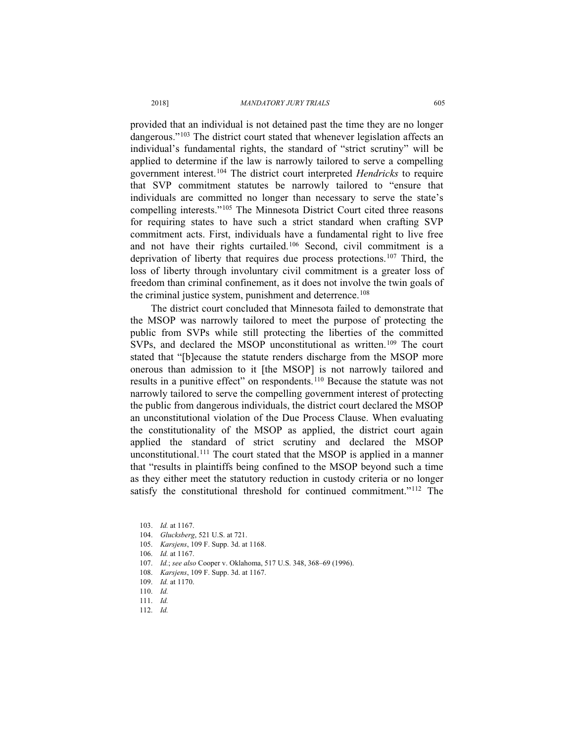provided that an individual is not detained past the time they are no longer dangerous."[103] The district court stated that whenever legislation affects an individual's fundamental rights, the standard of "strict scrutiny" will be applied to determine if the law is narrowly tailored to serve a compelling government interest.[104] The district court interpreted *Hendricks* to require that SVP commitment statutes be narrowly tailored to "ensure that individuals are committed no longer than necessary to serve the state's compelling interests."[105] The Minnesota District Court cited three reasons for requiring states to have such a strict standard when crafting SVP commitment acts. First, individuals have a fundamental right to live free and not have their rights curtailed.[106] Second, civil commitment is a deprivation of liberty that requires due process protections.[107] Third, the loss of liberty through involuntary civil commitment is a greater loss of freedom than criminal confinement, as it does not involve the twin goals of the criminal justice system, punishment and deterrence.[108]

The district court concluded that Minnesota failed to demonstrate that the MSOP was narrowly tailored to meet the purpose of protecting the public from SVPs while still protecting the liberties of the committed SVPs, and declared the MSOP unconstitutional as written.[109] The court stated that "[b]ecause the statute renders discharge from the MSOP more onerous than admission to it [the MSOP] is not narrowly tailored and results in a punitive effect" on respondents.[110] Because the statute was not narrowly tailored to serve the compelling government interest of protecting the public from dangerous individuals, the district court declared the MSOP an unconstitutional violation of the Due Process Clause. When evaluating the constitutionality of the MSOP as applied, the district court again applied the standard of strict scrutiny and declared the MSOP unconstitutional.[111] The court stated that the MSOP is applied in a manner that "results in plaintiffs being confined to the MSOP beyond such a time as they either meet the statutory reduction in custody criteria or no longer satisfy the constitutional threshold for continued commitment."[112] The

103. *Id.* at 1167.
104. *Glucksberg*, 521 U.S. at 721.
105. *Karsjens*, 109 F. Supp. 3d. at 1168.
106. *Id.* at 1167.
107. *Id.*; *see also* Cooper v. Oklahoma, 517 U.S. 348, 368–69 (1996).
108. *Karsjens*, 109 F. Supp. 3d. at 1167.
109. *Id.* at 1170.
110. *Id.*
111. *Id.*
112. *Id.*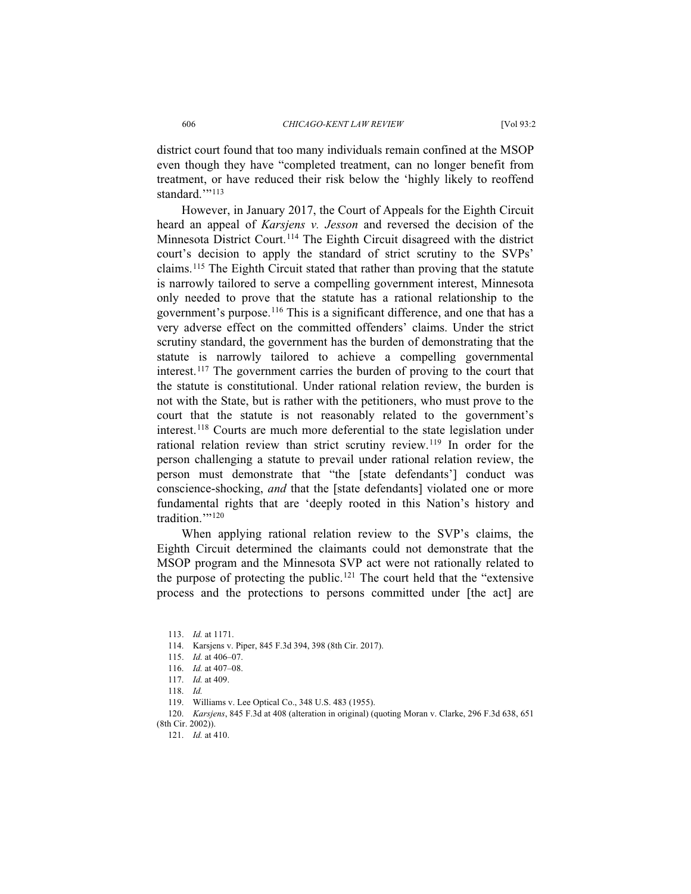district court found that too many individuals remain confined at the MSOP even though they have "completed treatment, can no longer benefit from treatment, or have reduced their risk below the 'highly likely to reoffend standard.'"[113]

However, in January 2017, the Court of Appeals for the Eighth Circuit heard an appeal of *Karsjens v. Jesson* and reversed the decision of the Minnesota District Court.[114] The Eighth Circuit disagreed with the district court's decision to apply the standard of strict scrutiny to the SVPs' claims.[115] The Eighth Circuit stated that rather than proving that the statute is narrowly tailored to serve a compelling government interest, Minnesota only needed to prove that the statute has a rational relationship to the government's purpose.[116] This is a significant difference, and one that has a very adverse effect on the committed offenders' claims. Under the strict scrutiny standard, the government has the burden of demonstrating that the statute is narrowly tailored to achieve a compelling governmental interest.[117] The government carries the burden of proving to the court that the statute is constitutional. Under rational relation review, the burden is not with the State, but is rather with the petitioners, who must prove to the court that the statute is not reasonably related to the government's interest.[118] Courts are much more deferential to the state legislation under rational relation review than strict scrutiny review.[119] In order for the person challenging a statute to prevail under rational relation review, the person must demonstrate that "the [state defendants'] conduct was conscience-shocking, *and* that the [state defendants] violated one or more fundamental rights that are 'deeply rooted in this Nation's history and tradition.'"[120]

When applying rational relation review to the SVP's claims, the Eighth Circuit determined the claimants could not demonstrate that the MSOP program and the Minnesota SVP act were not rationally related to the purpose of protecting the public.[121] The court held that the "extensive process and the protections to persons committed under [the act] are

113. *Id.* at 1171.

114. Karsjens v. Piper, 845 F.3d 394, 398 (8th Cir. 2017).

115. *Id.* at 406–07.

116. *Id.* at 407–08.

117. *Id.* at 409.

118. *Id.*

119. Williams v. Lee Optical Co., 348 U.S. 483 (1955).

120. *Karsjens*, 845 F.3d at 408 (alteration in original) (quoting Moran v. Clarke, 296 F.3d 638, 651 (8th Cir. 2002)).

121. *Id.* at 410.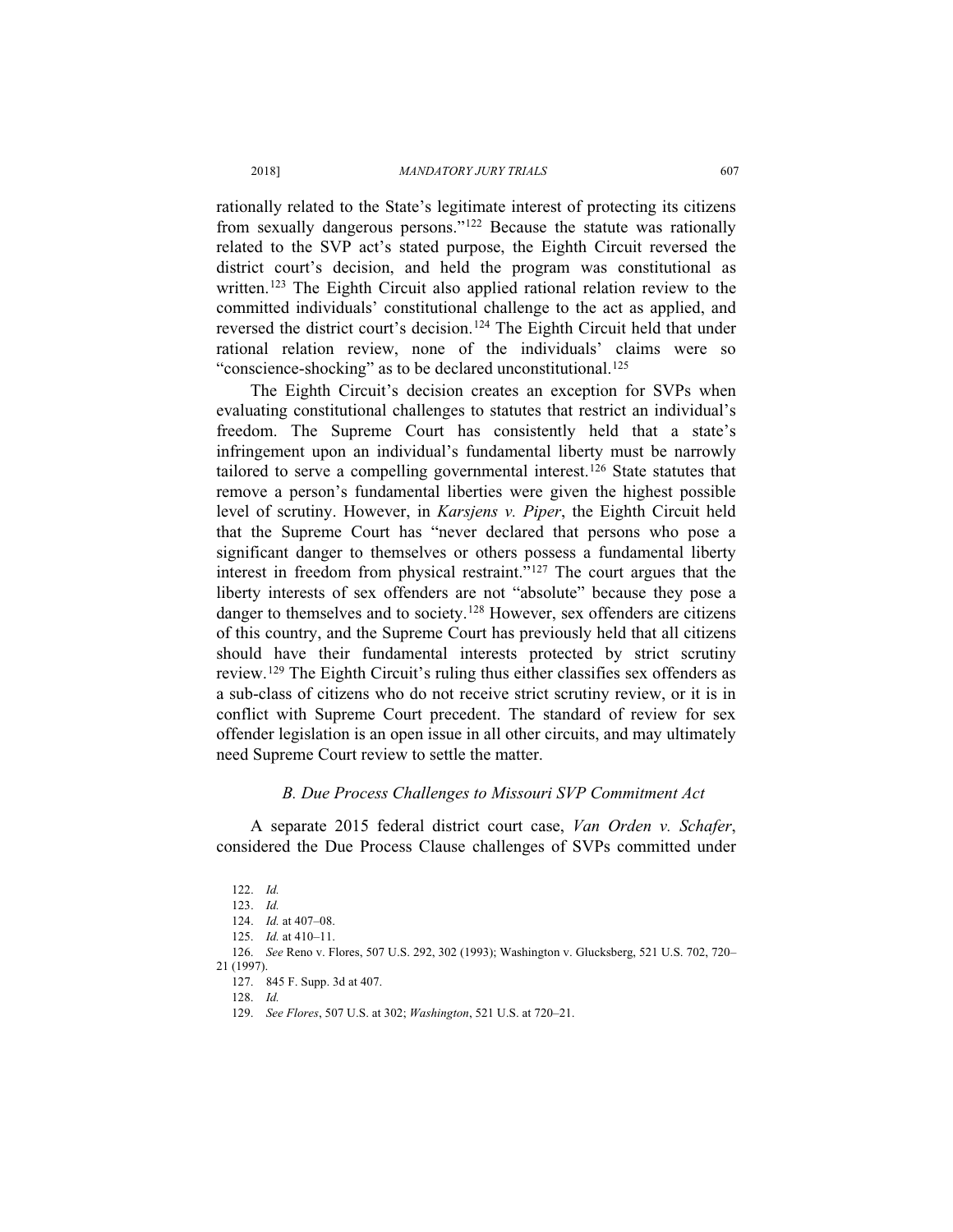rationally related to the State's legitimate interest of protecting its citizens from sexually dangerous persons."[122] Because the statute was rationally related to the SVP act's stated purpose, the Eighth Circuit reversed the district court's decision, and held the program was constitutional as written.[123] The Eighth Circuit also applied rational relation review to the committed individuals' constitutional challenge to the act as applied, and reversed the district court's decision.[124] The Eighth Circuit held that under rational relation review, none of the individuals' claims were so "conscience-shocking" as to be declared unconstitutional.[125]

The Eighth Circuit's decision creates an exception for SVPs when evaluating constitutional challenges to statutes that restrict an individual's freedom. The Supreme Court has consistently held that a state's infringement upon an individual's fundamental liberty must be narrowly tailored to serve a compelling governmental interest.[126] State statutes that remove a person's fundamental liberties were given the highest possible level of scrutiny. However, in *Karsjens v. Piper*, the Eighth Circuit held that the Supreme Court has "never declared that persons who pose a significant danger to themselves or others possess a fundamental liberty interest in freedom from physical restraint."[127] The court argues that the liberty interests of sex offenders are not "absolute" because they pose a danger to themselves and to society.[128] However, sex offenders are citizens of this country, and the Supreme Court has previously held that all citizens should have their fundamental interests protected by strict scrutiny review.[129] The Eighth Circuit's ruling thus either classifies sex offenders as a sub-class of citizens who do not receive strict scrutiny review, or it is in conflict with Supreme Court precedent. The standard of review for sex offender legislation is an open issue in all other circuits, and may ultimately need Supreme Court review to settle the matter.

### *B. Due Process Challenges to Missouri SVP Commitment Act*

A separate 2015 federal district court case, *Van Orden v. Schafer*, considered the Due Process Clause challenges of SVPs committed under

122. *Id.*

123. *Id.*

124. *Id.* at 407–08.

125. *Id.* at 410–11.

126. *See* Reno v. Flores, 507 U.S. 292, 302 (1993); Washington v. Glucksberg, 521 U.S. 702, 720–21 (1997).

127. 845 F. Supp. 3d at 407.

128. *Id.*

129. *See Flores*, 507 U.S. at 302; *Washington*, 521 U.S. at 720–21.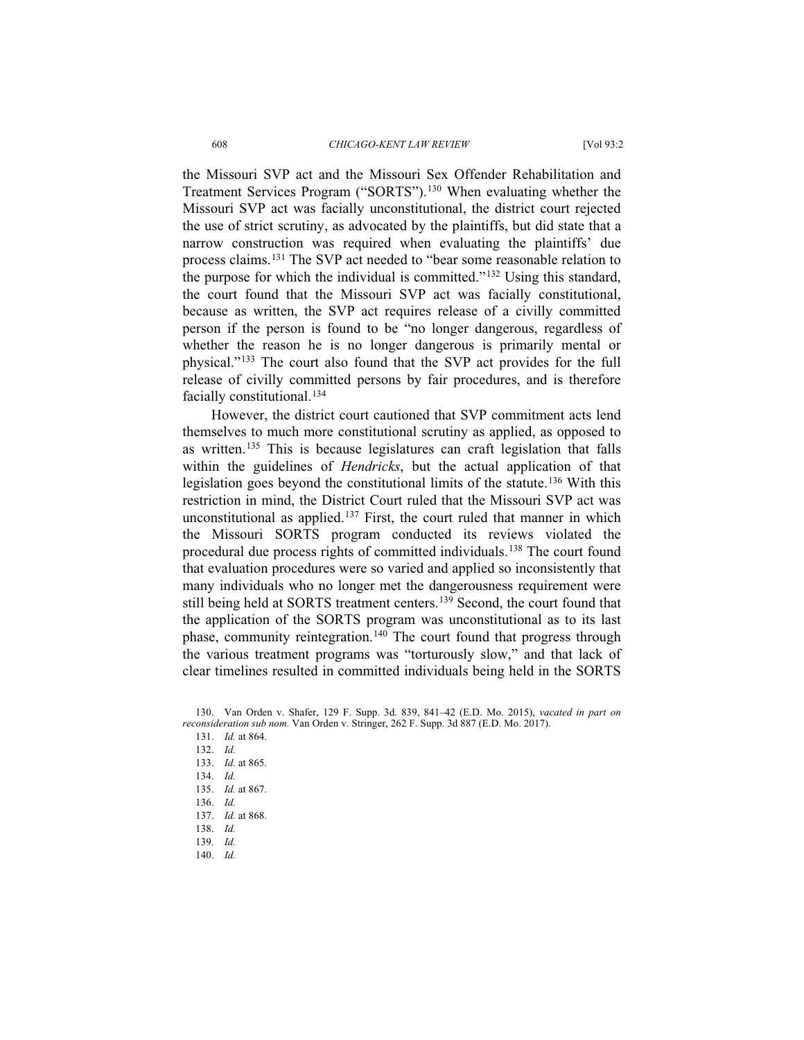the Missouri SVP act and the Missouri Sex Offender Rehabilitation and Treatment Services Program ("SORTS").[130] When evaluating whether the Missouri SVP act was facially unconstitutional, the district court rejected the use of strict scrutiny, as advocated by the plaintiffs, but did state that a narrow construction was required when evaluating the plaintiffs' due process claims.[131] The SVP act needed to "bear some reasonable relation to the purpose for which the individual is committed."[132] Using this standard, the court found that the Missouri SVP act was facially constitutional, because as written, the SVP act requires release of a civilly committed person if the person is found to be "no longer dangerous, regardless of whether the reason he is no longer dangerous is primarily mental or physical."[133] The court also found that the SVP act provides for the full release of civilly committed persons by fair procedures, and is therefore facially constitutional.[134]

However, the district court cautioned that SVP commitment acts lend themselves to much more constitutional scrutiny as applied, as opposed to as written.[135] This is because legislatures can craft legislation that falls within the guidelines of *Hendricks*, but the actual application of that legislation goes beyond the constitutional limits of the statute.[136] With this restriction in mind, the District Court ruled that the Missouri SVP act was unconstitutional as applied.[137] First, the court ruled that manner in which the Missouri SORTS program conducted its reviews violated the procedural due process rights of committed individuals.[138] The court found that evaluation procedures were so varied and applied so inconsistently that many individuals who no longer met the dangerousness requirement were still being held at SORTS treatment centers.[139] Second, the court found that the application of the SORTS program was unconstitutional as to its last phase, community reintegration.[140] The court found that progress through the various treatment programs was "torturously slow," and that lack of clear timelines resulted in committed individuals being held in the SORTS

130. Van Orden v. Shafer, 129 F. Supp. 3d. 839, 841–42 (E.D. Mo. 2015), *vacated in part on reconsideration sub nom.* Van Orden v. Stringer, 262 F. Supp. 3d 887 (E.D. Mo. 2017).

131. *Id.* at 864.

132. *Id.*

133. *Id.* at 865.

134. *Id.*

135. *Id.* at 867.

136. *Id.*

137. *Id.* at 868.

138. *Id.*

139. *Id.*

140. *Id.*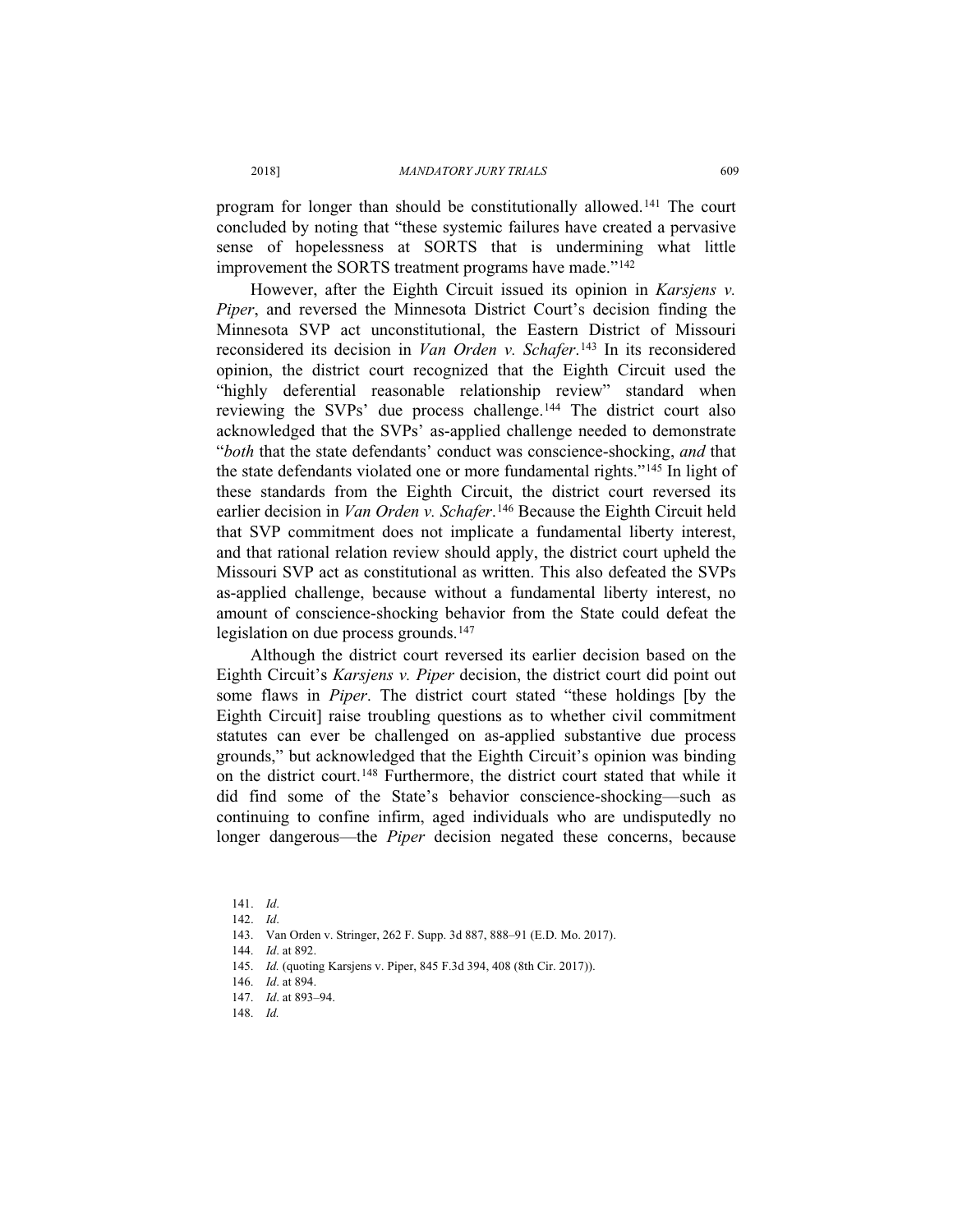program for longer than should be constitutionally allowed.[141] The court concluded by noting that "these systemic failures have created a pervasive sense of hopelessness at SORTS that is undermining what little improvement the SORTS treatment programs have made."[142]

However, after the Eighth Circuit issued its opinion in *Karsjens v. Piper*, and reversed the Minnesota District Court's decision finding the Minnesota SVP act unconstitutional, the Eastern District of Missouri reconsidered its decision in *Van Orden v. Schafer*.[143] In its reconsidered opinion, the district court recognized that the Eighth Circuit used the "highly deferential reasonable relationship review" standard when reviewing the SVPs' due process challenge.[144] The district court also acknowledged that the SVPs' as-applied challenge needed to demonstrate "*both* that the state defendants' conduct was conscience-shocking, *and* that the state defendants violated one or more fundamental rights."[145] In light of these standards from the Eighth Circuit, the district court reversed its earlier decision in *Van Orden v. Schafer*.[146] Because the Eighth Circuit held that SVP commitment does not implicate a fundamental liberty interest, and that rational relation review should apply, the district court upheld the Missouri SVP act as constitutional as written. This also defeated the SVPs as-applied challenge, because without a fundamental liberty interest, no amount of conscience-shocking behavior from the State could defeat the legislation on due process grounds.[147]

Although the district court reversed its earlier decision based on the Eighth Circuit's *Karsjens v. Piper* decision, the district court did point out some flaws in *Piper*. The district court stated "these holdings [by the Eighth Circuit] raise troubling questions as to whether civil commitment statutes can ever be challenged on as-applied substantive due process grounds," but acknowledged that the Eighth Circuit's opinion was binding on the district court.[148] Furthermore, the district court stated that while it did find some of the State's behavior conscience-shocking—such as continuing to confine infirm, aged individuals who are undisputedly no longer dangerous—the *Piper* decision negated these concerns, because

141. *Id*.
142. *Id*.
143. Van Orden v. Stringer, 262 F. Supp. 3d 887, 888–91 (E.D. Mo. 2017).
144. *Id*. at 892.
145. *Id.* (quoting Karsjens v. Piper, 845 F.3d 394, 408 (8th Cir. 2017)).
146. *Id*. at 894.
147. *Id*. at 893–94.
148. *Id.*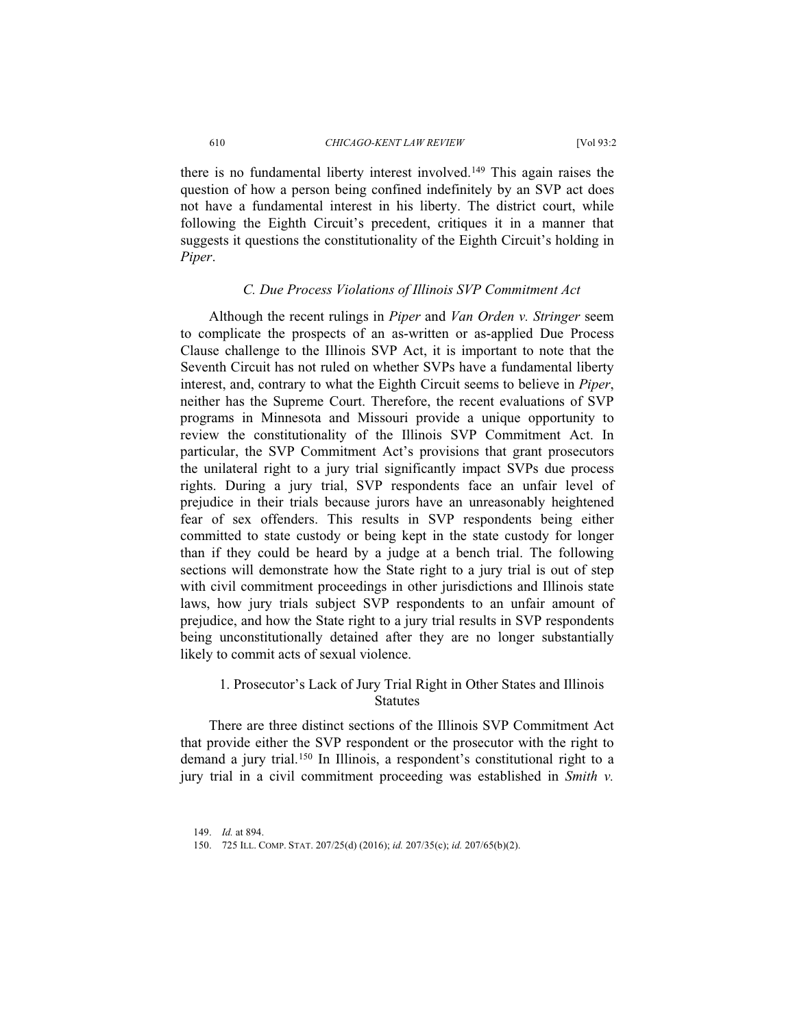there is no fundamental liberty interest involved.[149] This again raises the question of how a person being confined indefinitely by an SVP act does not have a fundamental interest in his liberty. The district court, while following the Eighth Circuit's precedent, critiques it in a manner that suggests it questions the constitutionality of the Eighth Circuit's holding in *Piper*.

### *C. Due Process Violations of Illinois SVP Commitment Act*

Although the recent rulings in *Piper* and *Van Orden v. Stringer* seem to complicate the prospects of an as-written or as-applied Due Process Clause challenge to the Illinois SVP Act, it is important to note that the Seventh Circuit has not ruled on whether SVPs have a fundamental liberty interest, and, contrary to what the Eighth Circuit seems to believe in *Piper*, neither has the Supreme Court. Therefore, the recent evaluations of SVP programs in Minnesota and Missouri provide a unique opportunity to review the constitutionality of the Illinois SVP Commitment Act. In particular, the SVP Commitment Act's provisions that grant prosecutors the unilateral right to a jury trial significantly impact SVPs due process rights. During a jury trial, SVP respondents face an unfair level of prejudice in their trials because jurors have an unreasonably heightened fear of sex offenders. This results in SVP respondents being either committed to state custody or being kept in the state custody for longer than if they could be heard by a judge at a bench trial. The following sections will demonstrate how the State right to a jury trial is out of step with civil commitment proceedings in other jurisdictions and Illinois state laws, how jury trials subject SVP respondents to an unfair amount of prejudice, and how the State right to a jury trial results in SVP respondents being unconstitutionally detained after they are no longer substantially likely to commit acts of sexual violence.

#### 1. Prosecutor's Lack of Jury Trial Right in Other States and Illinois Statutes

There are three distinct sections of the Illinois SVP Commitment Act that provide either the SVP respondent or the prosecutor with the right to demand a jury trial.[150] In Illinois, a respondent's constitutional right to a jury trial in a civil commitment proceeding was established in *Smith v.*

149. *Id.* at 894.

150. 725 ILL. COMP. STAT. 207/25(d) (2016); *id.* 207/35(c); *id.* 207/65(b)(2).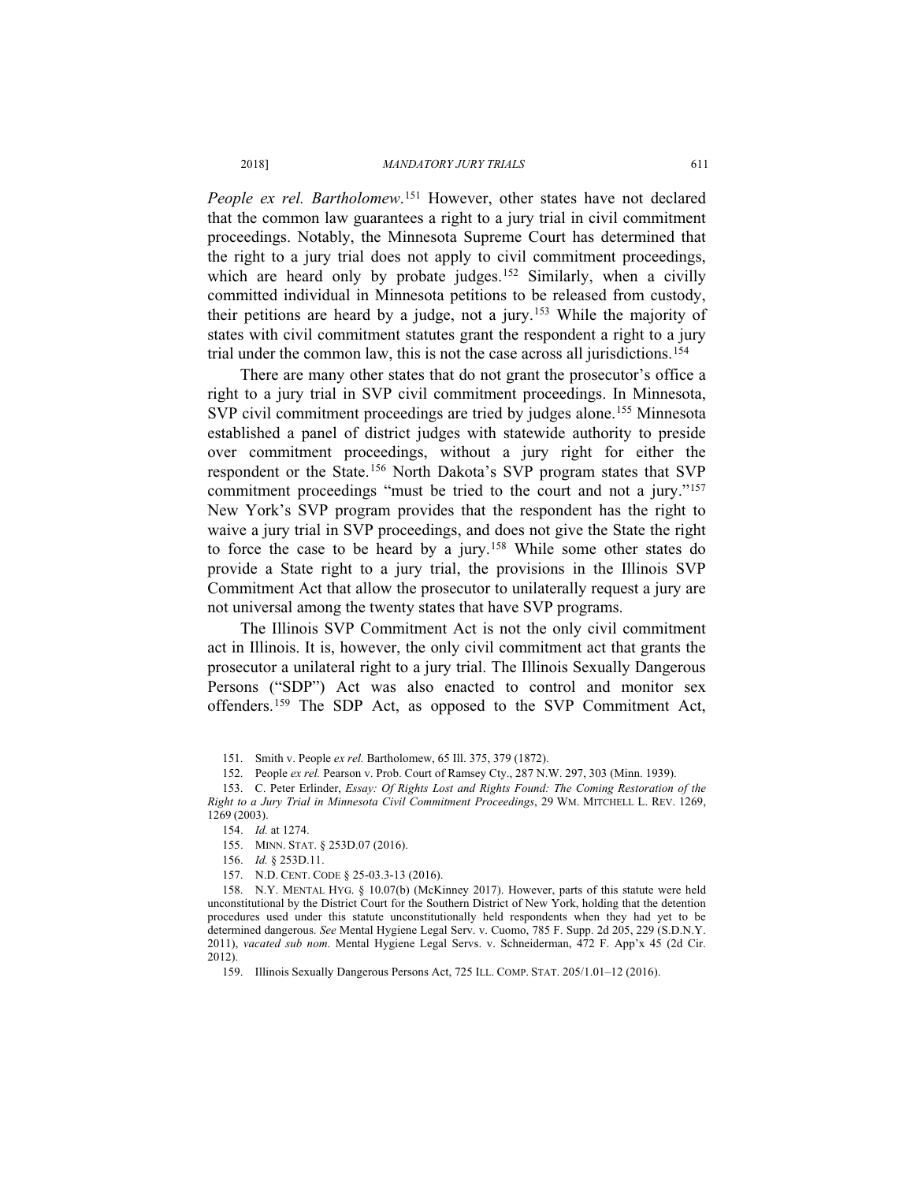*People ex rel. Bartholomew*.[151] However, other states have not declared that the common law guarantees a right to a jury trial in civil commitment proceedings. Notably, the Minnesota Supreme Court has determined that the right to a jury trial does not apply to civil commitment proceedings, which are heard only by probate judges.[152] Similarly, when a civilly committed individual in Minnesota petitions to be released from custody, their petitions are heard by a judge, not a jury.[153] While the majority of states with civil commitment statutes grant the respondent a right to a jury trial under the common law, this is not the case across all jurisdictions.[154]

There are many other states that do not grant the prosecutor's office a right to a jury trial in SVP civil commitment proceedings. In Minnesota, SVP civil commitment proceedings are tried by judges alone.[155] Minnesota established a panel of district judges with statewide authority to preside over commitment proceedings, without a jury right for either the respondent or the State.[156] North Dakota's SVP program states that SVP commitment proceedings "must be tried to the court and not a jury."[157] New York's SVP program provides that the respondent has the right to waive a jury trial in SVP proceedings, and does not give the State the right to force the case to be heard by a jury.[158] While some other states do provide a State right to a jury trial, the provisions in the Illinois SVP Commitment Act that allow the prosecutor to unilaterally request a jury are not universal among the twenty states that have SVP programs.

The Illinois SVP Commitment Act is not the only civil commitment act in Illinois. It is, however, the only civil commitment act that grants the prosecutor a unilateral right to a jury trial. The Illinois Sexually Dangerous Persons ("SDP") Act was also enacted to control and monitor sex offenders.[159] The SDP Act, as opposed to the SVP Commitment Act,

---

151. Smith v. People *ex rel.* Bartholomew, 65 Ill. 375, 379 (1872).

152. People *ex rel.* Pearson v. Prob. Court of Ramsey Cty., 287 N.W. 297, 303 (Minn. 1939).

153. C. Peter Erlinder, *Essay: Of Rights Lost and Rights Found: The Coming Restoration of the Right to a Jury Trial in Minnesota Civil Commitment Proceedings*, 29 WM. MITCHELL L. REV. 1269, 1269 (2003).

154. *Id.* at 1274.

155. MINN. STAT. § 253D.07 (2016).

156. *Id.* § 253D.11.

157. N.D. CENT. CODE § 25-03.3-13 (2016).

158. N.Y. MENTAL HYG. § 10.07(b) (McKinney 2017). However, parts of this statute were held unconstitutional by the District Court for the Southern District of New York, holding that the detention procedures used under this statute unconstitutionally held respondents when they had yet to be determined dangerous. *See* Mental Hygiene Legal Serv. v. Cuomo, 785 F. Supp. 2d 205, 229 (S.D.N.Y. 2011), *vacated sub nom.* Mental Hygiene Legal Servs. v. Schneiderman, 472 F. App'x 45 (2d Cir. 2012).

159. Illinois Sexually Dangerous Persons Act, 725 ILL. COMP. STAT. 205/1.01–12 (2016).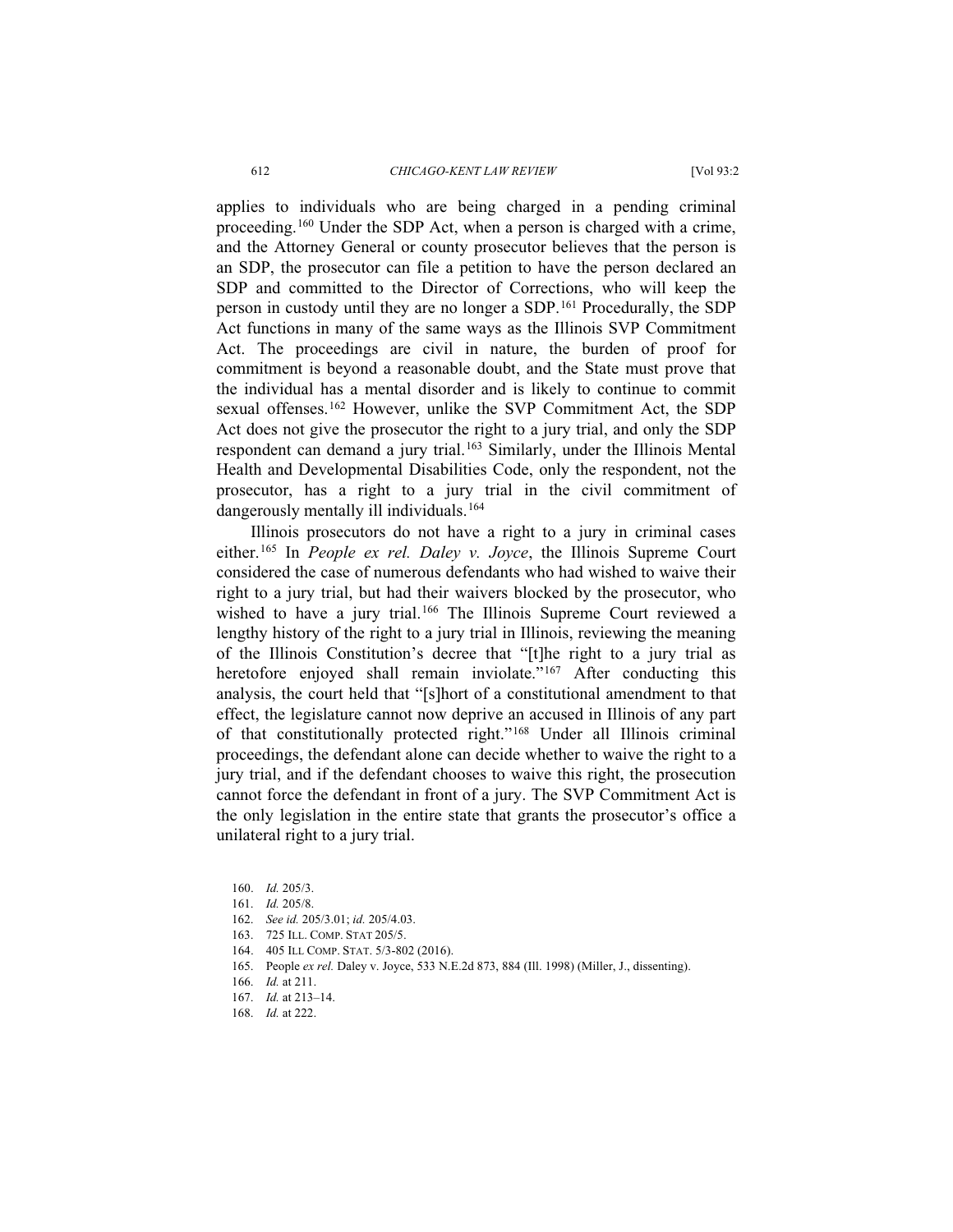applies to individuals who are being charged in a pending criminal proceeding.[160] Under the SDP Act, when a person is charged with a crime, and the Attorney General or county prosecutor believes that the person is an SDP, the prosecutor can file a petition to have the person declared an SDP and committed to the Director of Corrections, who will keep the person in custody until they are no longer a SDP.[161] Procedurally, the SDP Act functions in many of the same ways as the Illinois SVP Commitment Act. The proceedings are civil in nature, the burden of proof for commitment is beyond a reasonable doubt, and the State must prove that the individual has a mental disorder and is likely to continue to commit sexual offenses.[162] However, unlike the SVP Commitment Act, the SDP Act does not give the prosecutor the right to a jury trial, and only the SDP respondent can demand a jury trial.[163] Similarly, under the Illinois Mental Health and Developmental Disabilities Code, only the respondent, not the prosecutor, has a right to a jury trial in the civil commitment of dangerously mentally ill individuals.[164]

Illinois prosecutors do not have a right to a jury in criminal cases either.[165] In *People ex rel. Daley v. Joyce*, the Illinois Supreme Court considered the case of numerous defendants who had wished to waive their right to a jury trial, but had their waivers blocked by the prosecutor, who wished to have a jury trial.[166] The Illinois Supreme Court reviewed a lengthy history of the right to a jury trial in Illinois, reviewing the meaning of the Illinois Constitution's decree that "[t]he right to a jury trial as heretofore enjoyed shall remain inviolate."[167] After conducting this analysis, the court held that "[s]hort of a constitutional amendment to that effect, the legislature cannot now deprive an accused in Illinois of any part of that constitutionally protected right."[168] Under all Illinois criminal proceedings, the defendant alone can decide whether to waive the right to a jury trial, and if the defendant chooses to waive this right, the prosecution cannot force the defendant in front of a jury. The SVP Commitment Act is the only legislation in the entire state that grants the prosecutor's office a unilateral right to a jury trial.

160. *Id.* 205/3.

161. *Id.* 205/8.

162. *See id.* 205/3.01; *id.* 205/4.03.

163. 725 ILL. COMP. STAT 205/5.

164. 405 ILL COMP. STAT. 5/3-802 (2016).

165. People *ex rel.* Daley v. Joyce, 533 N.E.2d 873, 884 (Ill. 1998) (Miller, J., dissenting).

166. *Id.* at 211.

167. *Id.* at 213–14.

168. *Id.* at 222.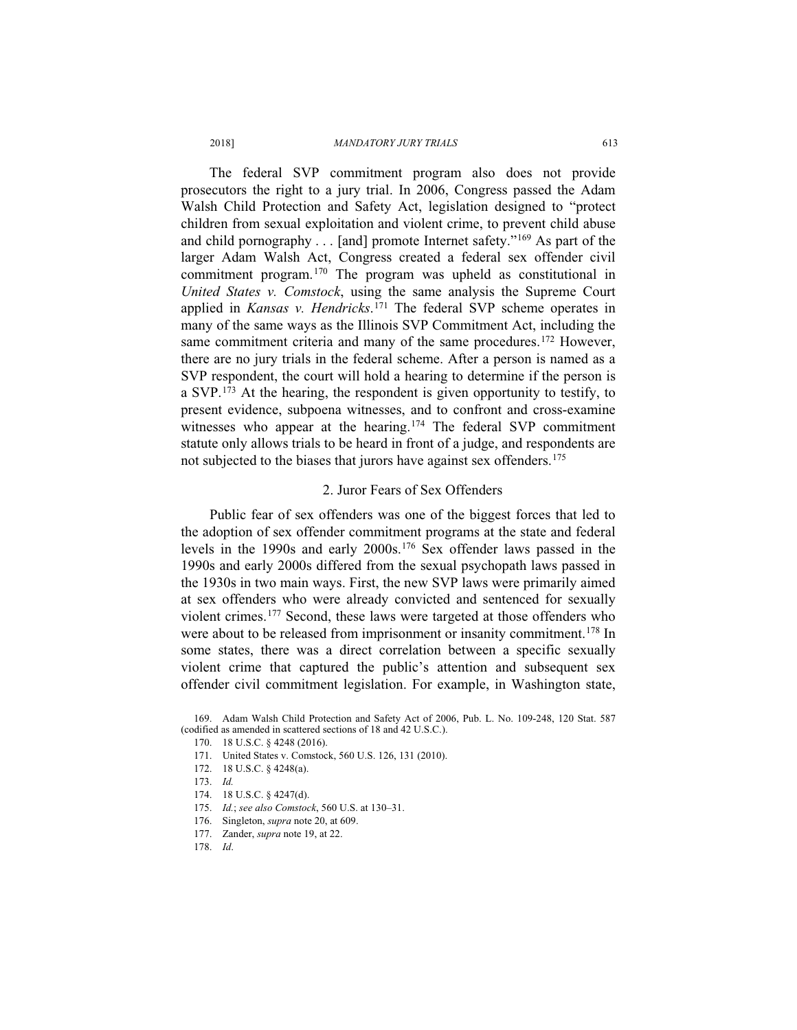The federal SVP commitment program also does not provide prosecutors the right to a jury trial. In 2006, Congress passed the Adam Walsh Child Protection and Safety Act, legislation designed to "protect children from sexual exploitation and violent crime, to prevent child abuse and child pornography . . . [and] promote Internet safety."[169] As part of the larger Adam Walsh Act, Congress created a federal sex offender civil commitment program.[170] The program was upheld as constitutional in *United States v. Comstock*, using the same analysis the Supreme Court applied in *Kansas v. Hendricks*.[171] The federal SVP scheme operates in many of the same ways as the Illinois SVP Commitment Act, including the same commitment criteria and many of the same procedures.[172] However, there are no jury trials in the federal scheme. After a person is named as a SVP respondent, the court will hold a hearing to determine if the person is a SVP.[173] At the hearing, the respondent is given opportunity to testify, to present evidence, subpoena witnesses, and to confront and cross-examine witnesses who appear at the hearing.[174] The federal SVP commitment statute only allows trials to be heard in front of a judge, and respondents are not subjected to the biases that jurors have against sex offenders.[175]

### 2. Juror Fears of Sex Offenders

Public fear of sex offenders was one of the biggest forces that led to the adoption of sex offender commitment programs at the state and federal levels in the 1990s and early 2000s.[176] Sex offender laws passed in the 1990s and early 2000s differed from the sexual psychopath laws passed in the 1930s in two main ways. First, the new SVP laws were primarily aimed at sex offenders who were already convicted and sentenced for sexually violent crimes.[177] Second, these laws were targeted at those offenders who were about to be released from imprisonment or insanity commitment.[178] In some states, there was a direct correlation between a specific sexually violent crime that captured the public's attention and subsequent sex offender civil commitment legislation. For example, in Washington state,

169. Adam Walsh Child Protection and Safety Act of 2006, Pub. L. No. 109-248, 120 Stat. 587 (codified as amended in scattered sections of 18 and 42 U.S.C.).

170. 18 U.S.C. § 4248 (2016).

171. United States v. Comstock, 560 U.S. 126, 131 (2010).

172. 18 U.S.C. § 4248(a).

173. *Id.*

174. 18 U.S.C. § 4247(d).

175. *Id.*; *see also Comstock*, 560 U.S. at 130–31.

176. Singleton, *supra* note 20, at 609.

177. Zander, *supra* note 19, at 22.

178. *Id*.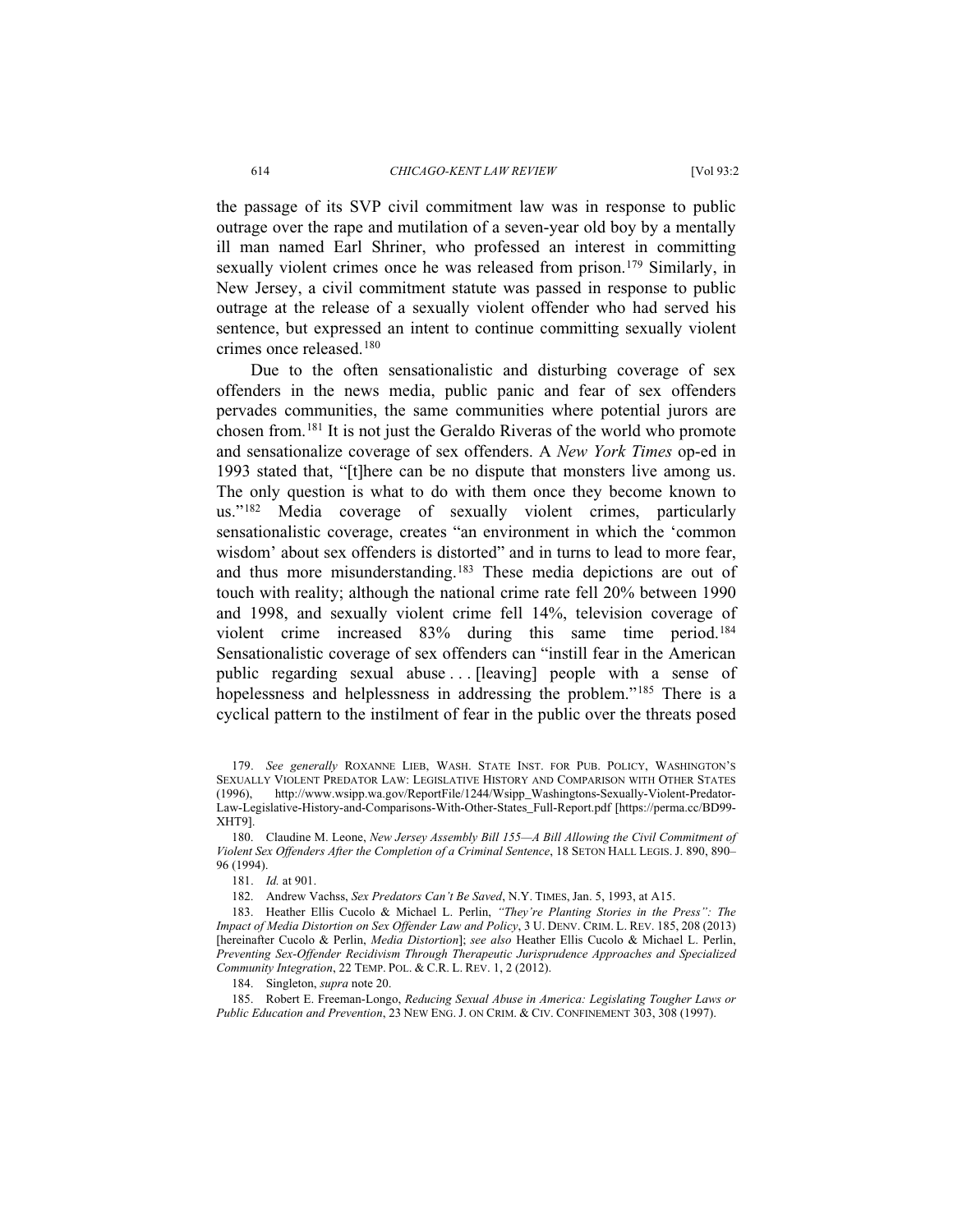the passage of its SVP civil commitment law was in response to public outrage over the rape and mutilation of a seven-year old boy by a mentally ill man named Earl Shriner, who professed an interest in committing sexually violent crimes once he was released from prison.[179] Similarly, in New Jersey, a civil commitment statute was passed in response to public outrage at the release of a sexually violent offender who had served his sentence, but expressed an intent to continue committing sexually violent crimes once released.[180]

Due to the often sensationalistic and disturbing coverage of sex offenders in the news media, public panic and fear of sex offenders pervades communities, the same communities where potential jurors are chosen from.[181] It is not just the Geraldo Riveras of the world who promote and sensationalize coverage of sex offenders. A *New York Times* op-ed in 1993 stated that, "[t]here can be no dispute that monsters live among us. The only question is what to do with them once they become known to us."[182] Media coverage of sexually violent crimes, particularly sensationalistic coverage, creates "an environment in which the 'common wisdom' about sex offenders is distorted" and in turns to lead to more fear, and thus more misunderstanding.[183] These media depictions are out of touch with reality; although the national crime rate fell 20% between 1990 and 1998, and sexually violent crime fell 14%, television coverage of violent crime increased 83% during this same time period.[184] Sensationalistic coverage of sex offenders can "instill fear in the American public regarding sexual abuse . . . [leaving] people with a sense of hopelessness and helplessness in addressing the problem."[185] There is a cyclical pattern to the instilment of fear in the public over the threats posed

---

179. *See generally* ROXANNE LIEB, WASH. STATE INST. FOR PUB. POLICY, WASHINGTON'S SEXUALLY VIOLENT PREDATOR LAW: LEGISLATIVE HISTORY AND COMPARISON WITH OTHER STATES (1996), http://www.wsipp.wa.gov/ReportFile/1244/Wsipp_Washingtons-Sexually-Violent-Predator-Law-Legislative-History-and-Comparisons-With-Other-States_Full-Report.pdf [https://perma.cc/BD99-XHT9].

180. Claudine M. Leone, *New Jersey Assembly Bill 155—A Bill Allowing the Civil Commitment of Violent Sex Offenders After the Completion of a Criminal Sentence*, 18 SETON HALL LEGIS. J. 890, 890–96 (1994).

181. *Id.* at 901.

182. Andrew Vachss, *Sex Predators Can't Be Saved*, N.Y. TIMES, Jan. 5, 1993, at A15.

183. Heather Ellis Cucolo & Michael L. Perlin, *"They're Planting Stories in the Press": The Impact of Media Distortion on Sex Offender Law and Policy*, 3 U. DENV. CRIM. L. REV. 185, 208 (2013) [hereinafter Cucolo & Perlin, *Media Distortion*]; *see also* Heather Ellis Cucolo & Michael L. Perlin, *Preventing Sex-Offender Recidivism Through Therapeutic Jurisprudence Approaches and Specialized Community Integration*, 22 TEMP. POL. & C.R. L. REV. 1, 2 (2012).

184. Singleton, *supra* note 20.

185. Robert E. Freeman-Longo, *Reducing Sexual Abuse in America: Legislating Tougher Laws or Public Education and Prevention*, 23 NEW ENG. J. ON CRIM. & CIV. CONFINEMENT 303, 308 (1997).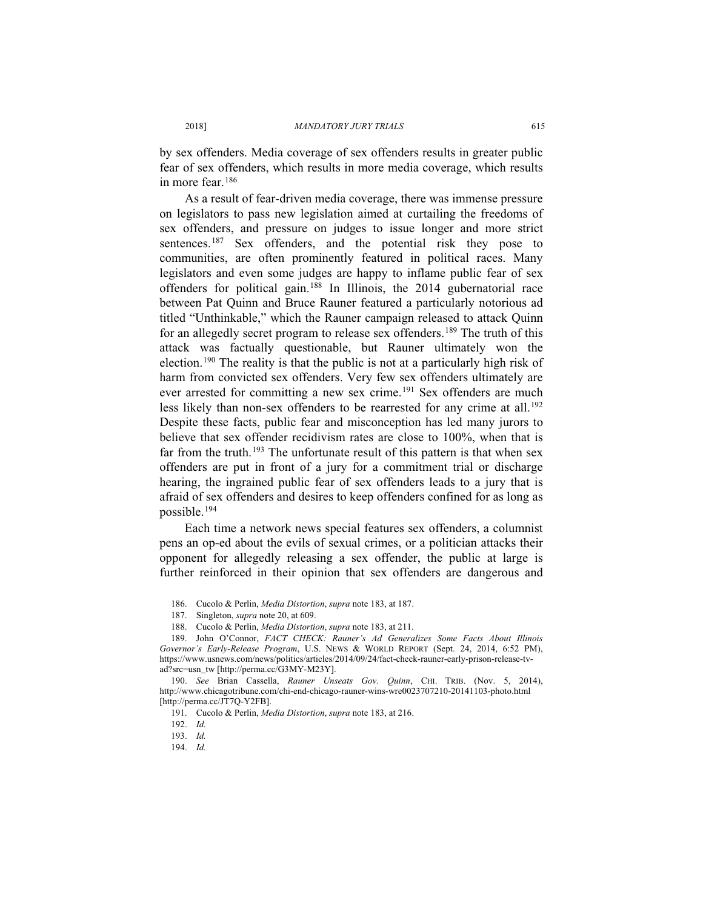by sex offenders. Media coverage of sex offenders results in greater public fear of sex offenders, which results in more media coverage, which results in more fear.[186]

As a result of fear-driven media coverage, there was immense pressure on legislators to pass new legislation aimed at curtailing the freedoms of sex offenders, and pressure on judges to issue longer and more strict sentences.[187] Sex offenders, and the potential risk they pose to communities, are often prominently featured in political races. Many legislators and even some judges are happy to inflame public fear of sex offenders for political gain.[188] In Illinois, the 2014 gubernatorial race between Pat Quinn and Bruce Rauner featured a particularly notorious ad titled "Unthinkable," which the Rauner campaign released to attack Quinn for an allegedly secret program to release sex offenders.[189] The truth of this attack was factually questionable, but Rauner ultimately won the election.[190] The reality is that the public is not at a particularly high risk of harm from convicted sex offenders. Very few sex offenders ultimately are ever arrested for committing a new sex crime.[191] Sex offenders are much less likely than non-sex offenders to be rearrested for any crime at all.[192] Despite these facts, public fear and misconception has led many jurors to believe that sex offender recidivism rates are close to 100%, when that is far from the truth.[193] The unfortunate result of this pattern is that when sex offenders are put in front of a jury for a commitment trial or discharge hearing, the ingrained public fear of sex offenders leads to a jury that is afraid of sex offenders and desires to keep offenders confined for as long as possible.[194]

Each time a network news special features sex offenders, a columnist pens an op-ed about the evils of sexual crimes, or a politician attacks their opponent for allegedly releasing a sex offender, the public at large is further reinforced in their opinion that sex offenders are dangerous and

186. Cucolo & Perlin, *Media Distortion*, *supra* note 183, at 187.

187. Singleton, *supra* note 20, at 609.

188. Cucolo & Perlin, *Media Distortion*, *supra* note 183, at 211.

189. John O'Connor, *FACT CHECK: Rauner's Ad Generalizes Some Facts About Illinois Governor's Early-Release Program*, U.S. NEWS & WORLD REPORT (Sept. 24, 2014, 6:52 PM), https://www.usnews.com/news/politics/articles/2014/09/24/fact-check-rauner-early-prison-release-tv-ad?src=usn_tw [http://perma.cc/G3MY-M23Y].

190. *See* Brian Cassella, *Rauner Unseats Gov. Quinn*, CHI. TRIB. (Nov. 5, 2014), http://www.chicagotribune.com/chi-end-chicago-rauner-wins-wre0023707210-20141103-photo.html [http://perma.cc/JT7Q-Y2FB].

191. Cucolo & Perlin, *Media Distortion*, *supra* note 183, at 216.

192. *Id.*

193. *Id.*

194. *Id.*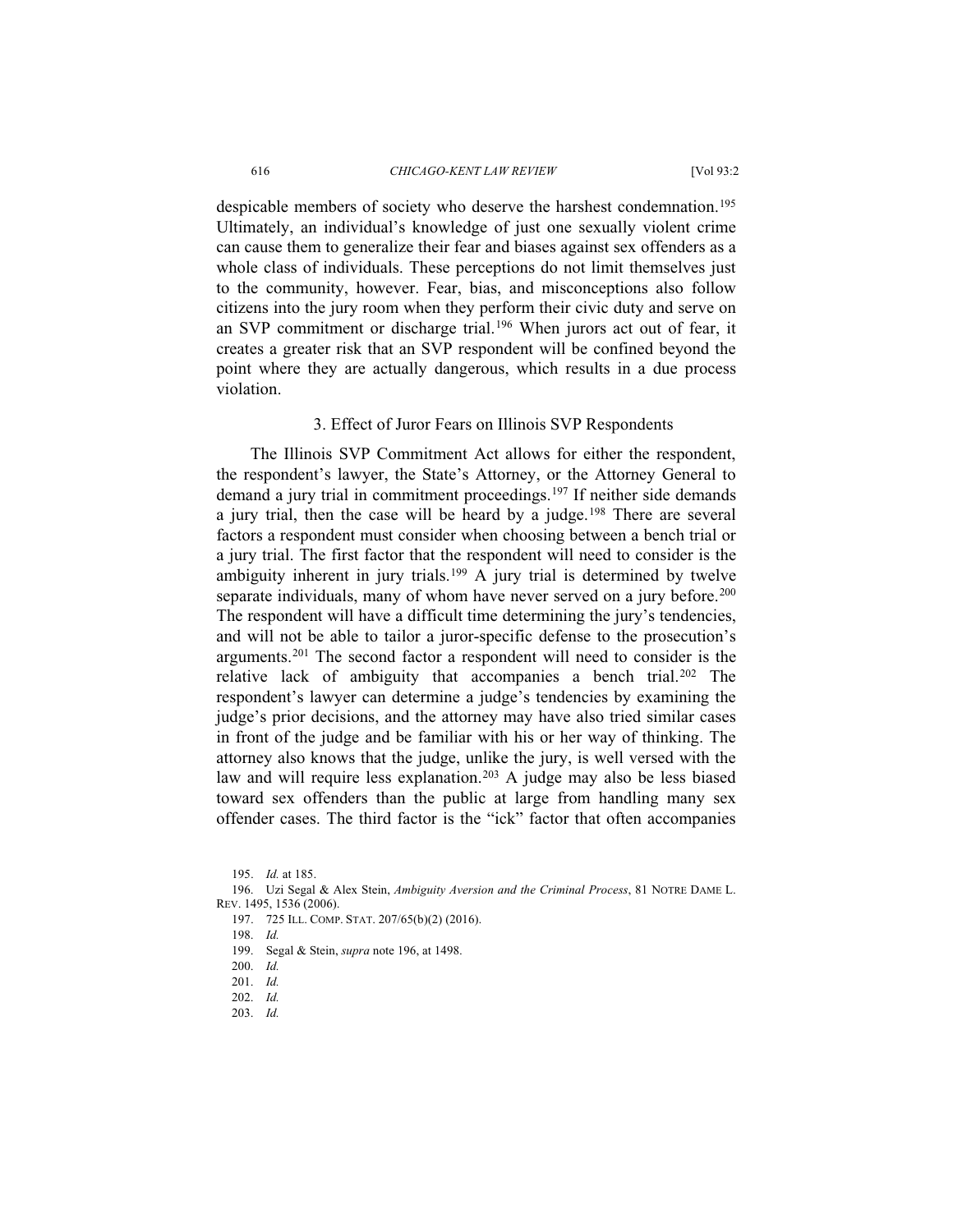despicable members of society who deserve the harshest condemnation.[195] Ultimately, an individual's knowledge of just one sexually violent crime can cause them to generalize their fear and biases against sex offenders as a whole class of individuals. These perceptions do not limit themselves just to the community, however. Fear, bias, and misconceptions also follow citizens into the jury room when they perform their civic duty and serve on an SVP commitment or discharge trial.[196] When jurors act out of fear, it creates a greater risk that an SVP respondent will be confined beyond the point where they are actually dangerous, which results in a due process violation.

### 3. Effect of Juror Fears on Illinois SVP Respondents

The Illinois SVP Commitment Act allows for either the respondent, the respondent's lawyer, the State's Attorney, or the Attorney General to demand a jury trial in commitment proceedings.[197] If neither side demands a jury trial, then the case will be heard by a judge.[198] There are several factors a respondent must consider when choosing between a bench trial or a jury trial. The first factor that the respondent will need to consider is the ambiguity inherent in jury trials.[199] A jury trial is determined by twelve separate individuals, many of whom have never served on a jury before.[200] The respondent will have a difficult time determining the jury's tendencies, and will not be able to tailor a juror-specific defense to the prosecution's arguments.[201] The second factor a respondent will need to consider is the relative lack of ambiguity that accompanies a bench trial.[202] The respondent's lawyer can determine a judge's tendencies by examining the judge's prior decisions, and the attorney may have also tried similar cases in front of the judge and be familiar with his or her way of thinking. The attorney also knows that the judge, unlike the jury, is well versed with the law and will require less explanation.[203] A judge may also be less biased toward sex offenders than the public at large from handling many sex offender cases. The third factor is the "ick" factor that often accompanies

195. *Id.* at 185.

196. Uzi Segal & Alex Stein, *Ambiguity Aversion and the Criminal Process*, 81 NOTRE DAME L. REV. 1495, 1536 (2006).

197. 725 ILL. COMP. STAT. 207/65(b)(2) (2016).

198. *Id.*

199. Segal & Stein, *supra* note 196, at 1498.

200. *Id.*

201. *Id.*

202. *Id.*

203. *Id.*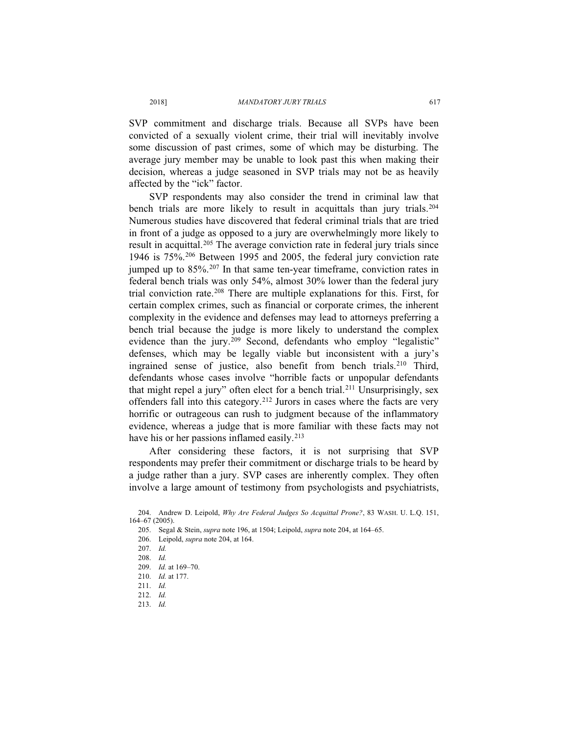SVP commitment and discharge trials. Because all SVPs have been convicted of a sexually violent crime, their trial will inevitably involve some discussion of past crimes, some of which may be disturbing. The average jury member may be unable to look past this when making their decision, whereas a judge seasoned in SVP trials may not be as heavily affected by the "ick" factor.

SVP respondents may also consider the trend in criminal law that bench trials are more likely to result in acquittals than jury trials.[204] Numerous studies have discovered that federal criminal trials that are tried in front of a judge as opposed to a jury are overwhelmingly more likely to result in acquittal.[205] The average conviction rate in federal jury trials since 1946 is 75%.[206] Between 1995 and 2005, the federal jury conviction rate jumped up to 85%.[207] In that same ten-year timeframe, conviction rates in federal bench trials was only 54%, almost 30% lower than the federal jury trial conviction rate.[208] There are multiple explanations for this. First, for certain complex crimes, such as financial or corporate crimes, the inherent complexity in the evidence and defenses may lead to attorneys preferring a bench trial because the judge is more likely to understand the complex evidence than the jury.[209] Second, defendants who employ "legalistic" defenses, which may be legally viable but inconsistent with a jury's ingrained sense of justice, also benefit from bench trials.[210] Third, defendants whose cases involve "horrible facts or unpopular defendants that might repel a jury" often elect for a bench trial.[211] Unsurprisingly, sex offenders fall into this category.[212] Jurors in cases where the facts are very horrific or outrageous can rush to judgment because of the inflammatory evidence, whereas a judge that is more familiar with these facts may not have his or her passions inflamed easily.[213]

After considering these factors, it is not surprising that SVP respondents may prefer their commitment or discharge trials to be heard by a judge rather than a jury. SVP cases are inherently complex. They often involve a large amount of testimony from psychologists and psychiatrists,

204. Andrew D. Leipold, *Why Are Federal Judges So Acquittal Prone?*, 83 WASH. U. L.Q. 151, 164–67 (2005).

205. Segal & Stein, *supra* note 196, at 1504; Leipold, *supra* note 204, at 164–65.

206. Leipold, *supra* note 204, at 164.

207. *Id.*

208. *Id.*

209. *Id.* at 169–70.

210. *Id.* at 177.

211. *Id.*

212. *Id.*

213. *Id.*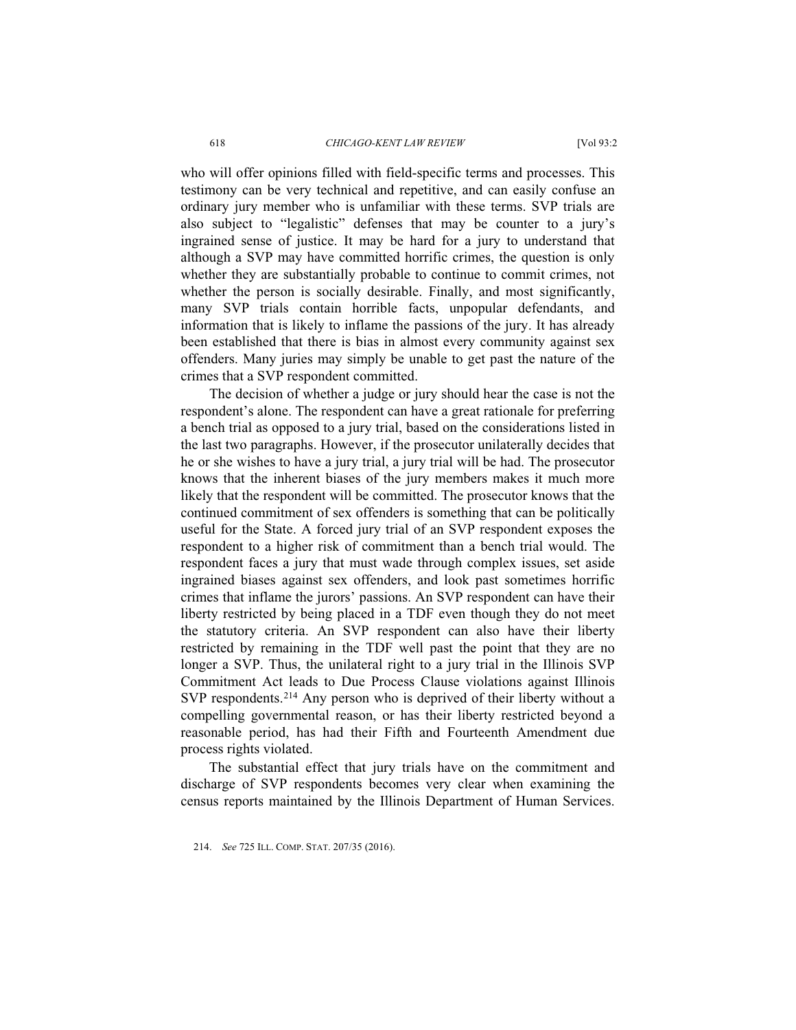who will offer opinions filled with field-specific terms and processes. This testimony can be very technical and repetitive, and can easily confuse an ordinary jury member who is unfamiliar with these terms. SVP trials are also subject to "legalistic" defenses that may be counter to a jury's ingrained sense of justice. It may be hard for a jury to understand that although a SVP may have committed horrific crimes, the question is only whether they are substantially probable to continue to commit crimes, not whether the person is socially desirable. Finally, and most significantly, many SVP trials contain horrible facts, unpopular defendants, and information that is likely to inflame the passions of the jury. It has already been established that there is bias in almost every community against sex offenders. Many juries may simply be unable to get past the nature of the crimes that a SVP respondent committed.

The decision of whether a judge or jury should hear the case is not the respondent's alone. The respondent can have a great rationale for preferring a bench trial as opposed to a jury trial, based on the considerations listed in the last two paragraphs. However, if the prosecutor unilaterally decides that he or she wishes to have a jury trial, a jury trial will be had. The prosecutor knows that the inherent biases of the jury members makes it much more likely that the respondent will be committed. The prosecutor knows that the continued commitment of sex offenders is something that can be politically useful for the State. A forced jury trial of an SVP respondent exposes the respondent to a higher risk of commitment than a bench trial would. The respondent faces a jury that must wade through complex issues, set aside ingrained biases against sex offenders, and look past sometimes horrific crimes that inflame the jurors' passions. An SVP respondent can have their liberty restricted by being placed in a TDF even though they do not meet the statutory criteria. An SVP respondent can also have their liberty restricted by remaining in the TDF well past the point that they are no longer a SVP. Thus, the unilateral right to a jury trial in the Illinois SVP Commitment Act leads to Due Process Clause violations against Illinois SVP respondents.[214] Any person who is deprived of their liberty without a compelling governmental reason, or has their liberty restricted beyond a reasonable period, has had their Fifth and Fourteenth Amendment due process rights violated.

The substantial effect that jury trials have on the commitment and discharge of SVP respondents becomes very clear when examining the census reports maintained by the Illinois Department of Human Services.

214. *See* 725 ILL. COMP. STAT. 207/35 (2016).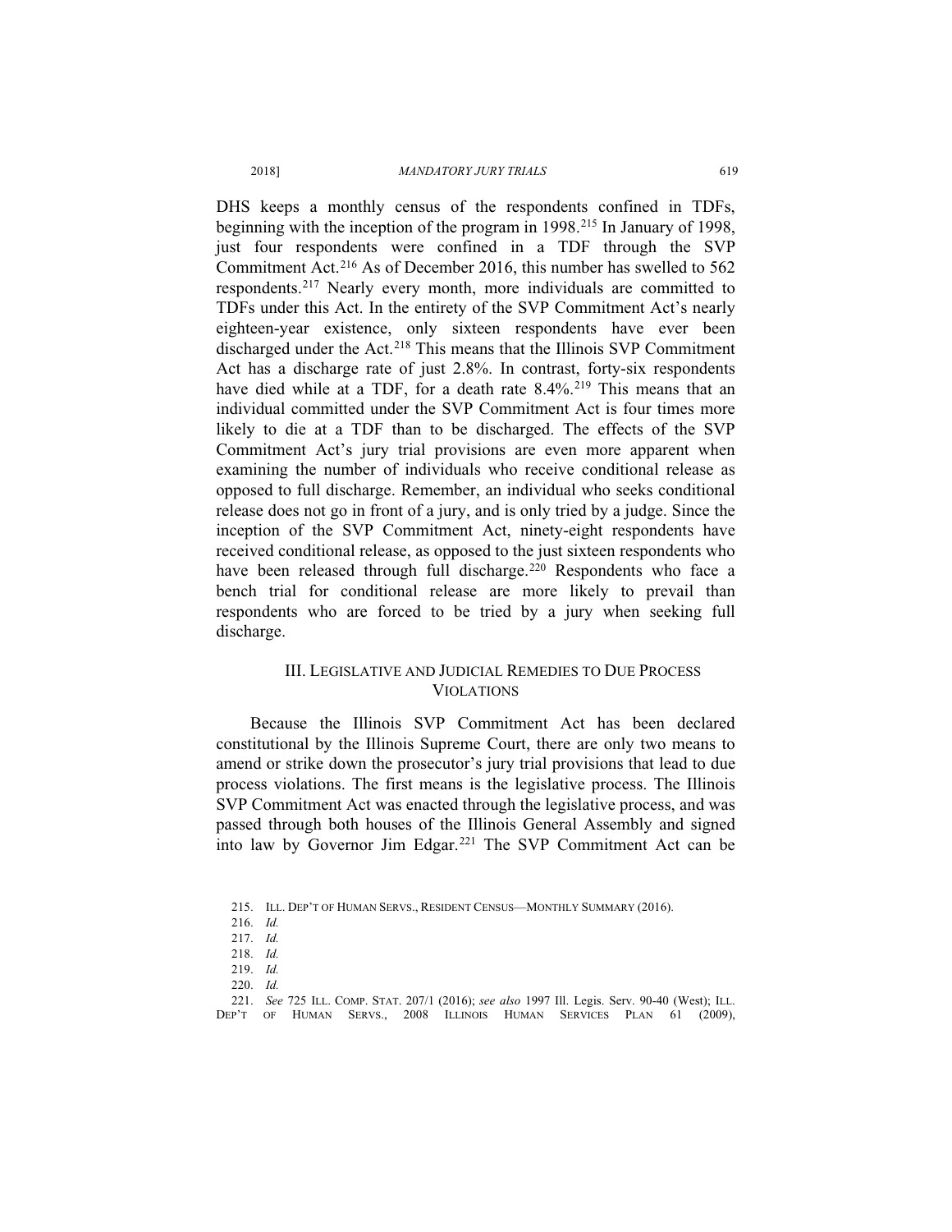DHS keeps a monthly census of the respondents confined in TDFs, beginning with the inception of the program in 1998.[215] In January of 1998, just four respondents were confined in a TDF through the SVP Commitment Act.[216] As of December 2016, this number has swelled to 562 respondents.[217] Nearly every month, more individuals are committed to TDFs under this Act. In the entirety of the SVP Commitment Act's nearly eighteen-year existence, only sixteen respondents have ever been discharged under the Act.[218] This means that the Illinois SVP Commitment Act has a discharge rate of just 2.8%. In contrast, forty-six respondents have died while at a TDF, for a death rate 8.4%.[219] This means that an individual committed under the SVP Commitment Act is four times more likely to die at a TDF than to be discharged. The effects of the SVP Commitment Act's jury trial provisions are even more apparent when examining the number of individuals who receive conditional release as opposed to full discharge. Remember, an individual who seeks conditional release does not go in front of a jury, and is only tried by a judge. Since the inception of the SVP Commitment Act, ninety-eight respondents have received conditional release, as opposed to the just sixteen respondents who have been released through full discharge.[220] Respondents who face a bench trial for conditional release are more likely to prevail than respondents who are forced to be tried by a jury when seeking full discharge.

## III. LEGISLATIVE AND JUDICIAL REMEDIES TO DUE PROCESS VIOLATIONS

Because the Illinois SVP Commitment Act has been declared constitutional by the Illinois Supreme Court, there are only two means to amend or strike down the prosecutor's jury trial provisions that lead to due process violations. The first means is the legislative process. The Illinois SVP Commitment Act was enacted through the legislative process, and was passed through both houses of the Illinois General Assembly and signed into law by Governor Jim Edgar.[221] The SVP Commitment Act can be

---

215. ILL. DEP'T OF HUMAN SERVS., RESIDENT CENSUS—MONTHLY SUMMARY (2016).

216. *Id.*

217. *Id.*

218. *Id.*

219. *Id.*

220. *Id.*

221. *See* 725 ILL. COMP. STAT. 207/1 (2016); *see also* 1997 Ill. Legis. Serv. 90-40 (West); ILL. DEP'T OF HUMAN SERVS., 2008 ILLINOIS HUMAN SERVICES PLAN 61 (2009),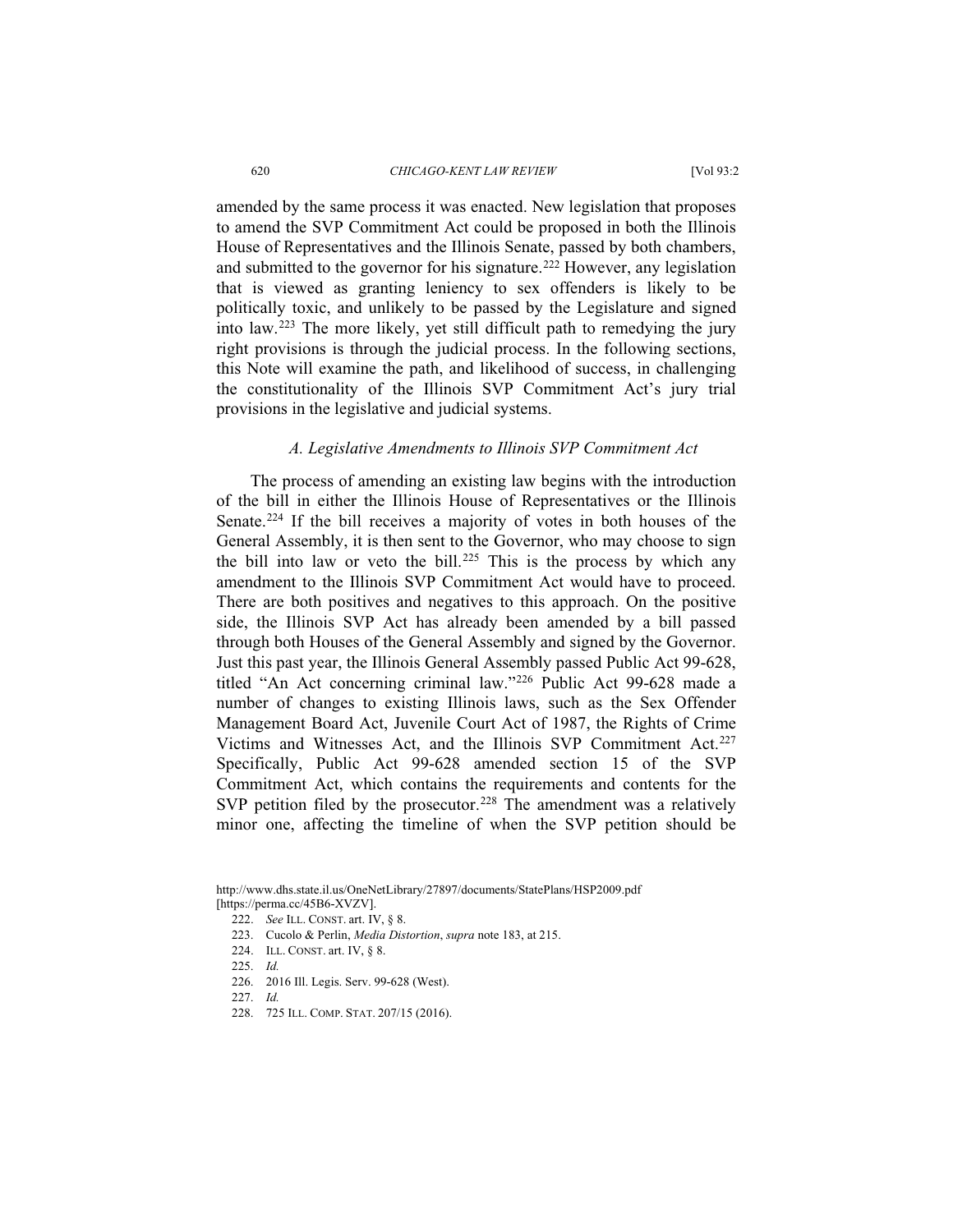amended by the same process it was enacted. New legislation that proposes to amend the SVP Commitment Act could be proposed in both the Illinois House of Representatives and the Illinois Senate, passed by both chambers, and submitted to the governor for his signature.[222] However, any legislation that is viewed as granting leniency to sex offenders is likely to be politically toxic, and unlikely to be passed by the Legislature and signed into law.[223] The more likely, yet still difficult path to remedying the jury right provisions is through the judicial process. In the following sections, this Note will examine the path, and likelihood of success, in challenging the constitutionality of the Illinois SVP Commitment Act's jury trial provisions in the legislative and judicial systems.

### *A. Legislative Amendments to Illinois SVP Commitment Act*

The process of amending an existing law begins with the introduction of the bill in either the Illinois House of Representatives or the Illinois Senate.[224] If the bill receives a majority of votes in both houses of the General Assembly, it is then sent to the Governor, who may choose to sign the bill into law or veto the bill.[225] This is the process by which any amendment to the Illinois SVP Commitment Act would have to proceed. There are both positives and negatives to this approach. On the positive side, the Illinois SVP Act has already been amended by a bill passed through both Houses of the General Assembly and signed by the Governor. Just this past year, the Illinois General Assembly passed Public Act 99-628, titled "An Act concerning criminal law."[226] Public Act 99-628 made a number of changes to existing Illinois laws, such as the Sex Offender Management Board Act, Juvenile Court Act of 1987, the Rights of Crime Victims and Witnesses Act, and the Illinois SVP Commitment Act.[227] Specifically, Public Act 99-628 amended section 15 of the SVP Commitment Act, which contains the requirements and contents for the SVP petition filed by the prosecutor.[228] The amendment was a relatively minor one, affecting the timeline of when the SVP petition should be

http://www.dhs.state.il.us/OneNetLibrary/27897/documents/StatePlans/HSP2009.pdf [https://perma.cc/45B6-XVZV].

222. *See* ILL. CONST. art. IV, § 8.

223. Cucolo & Perlin, *Media Distortion*, *supra* note 183, at 215.

224. ILL. CONST. art. IV, § 8.

225. *Id.*

226. 2016 Ill. Legis. Serv. 99-628 (West).

227. *Id.*

228. 725 ILL. COMP. STAT. 207/15 (2016).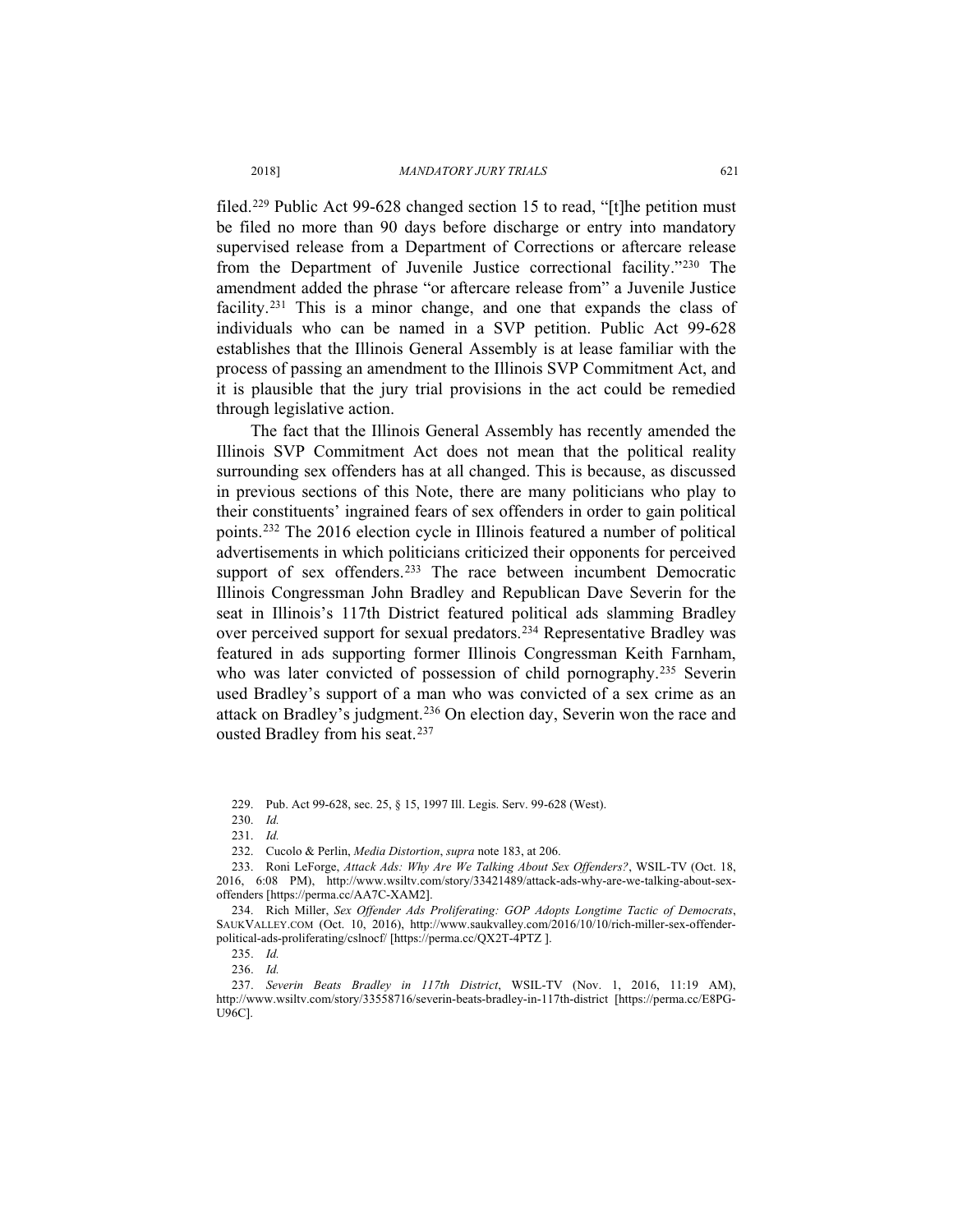filed.[229] Public Act 99-628 changed section 15 to read, "[t]he petition must be filed no more than 90 days before discharge or entry into mandatory supervised release from a Department of Corrections or aftercare release from the Department of Juvenile Justice correctional facility."[230] The amendment added the phrase "or aftercare release from" a Juvenile Justice facility.[231] This is a minor change, and one that expands the class of individuals who can be named in a SVP petition. Public Act 99-628 establishes that the Illinois General Assembly is at lease familiar with the process of passing an amendment to the Illinois SVP Commitment Act, and it is plausible that the jury trial provisions in the act could be remedied through legislative action.

The fact that the Illinois General Assembly has recently amended the Illinois SVP Commitment Act does not mean that the political reality surrounding sex offenders has at all changed. This is because, as discussed in previous sections of this Note, there are many politicians who play to their constituents' ingrained fears of sex offenders in order to gain political points.[232] The 2016 election cycle in Illinois featured a number of political advertisements in which politicians criticized their opponents for perceived support of sex offenders.[233] The race between incumbent Democratic Illinois Congressman John Bradley and Republican Dave Severin for the seat in Illinois's 117th District featured political ads slamming Bradley over perceived support for sexual predators.[234] Representative Bradley was featured in ads supporting former Illinois Congressman Keith Farnham, who was later convicted of possession of child pornography.[235] Severin used Bradley's support of a man who was convicted of a sex crime as an attack on Bradley's judgment.[236] On election day, Severin won the race and ousted Bradley from his seat.[237]

229. Pub. Act 99-628, sec. 25, § 15, 1997 Ill. Legis. Serv. 99-628 (West).

230. *Id.*

231. *Id.*

232. Cucolo & Perlin, *Media Distortion*, *supra* note 183, at 206.

233. Roni LeForge, *Attack Ads: Why Are We Talking About Sex Offenders?*, WSIL-TV (Oct. 18, 2016, 6:08 PM), http://www.wsiltv.com/story/33421489/attack-ads-why-are-we-talking-about-sex-offenders [https://perma.cc/AA7C-XAM2].

234. Rich Miller, *Sex Offender Ads Proliferating: GOP Adopts Longtime Tactic of Democrats*, SAUKVALLEY.COM (Oct. 10, 2016), http://www.saukvalley.com/2016/10/10/rich-miller-sex-offender-political-ads-proliferating/cslnocf/ [https://perma.cc/QX2T-4PTZ ].

235. *Id.*

236. *Id.*

237. *Severin Beats Bradley in 117th District*, WSIL-TV (Nov. 1, 2016, 11:19 AM), http://www.wsiltv.com/story/33558716/severin-beats-bradley-in-117th-district [https://perma.cc/E8PG-U96C].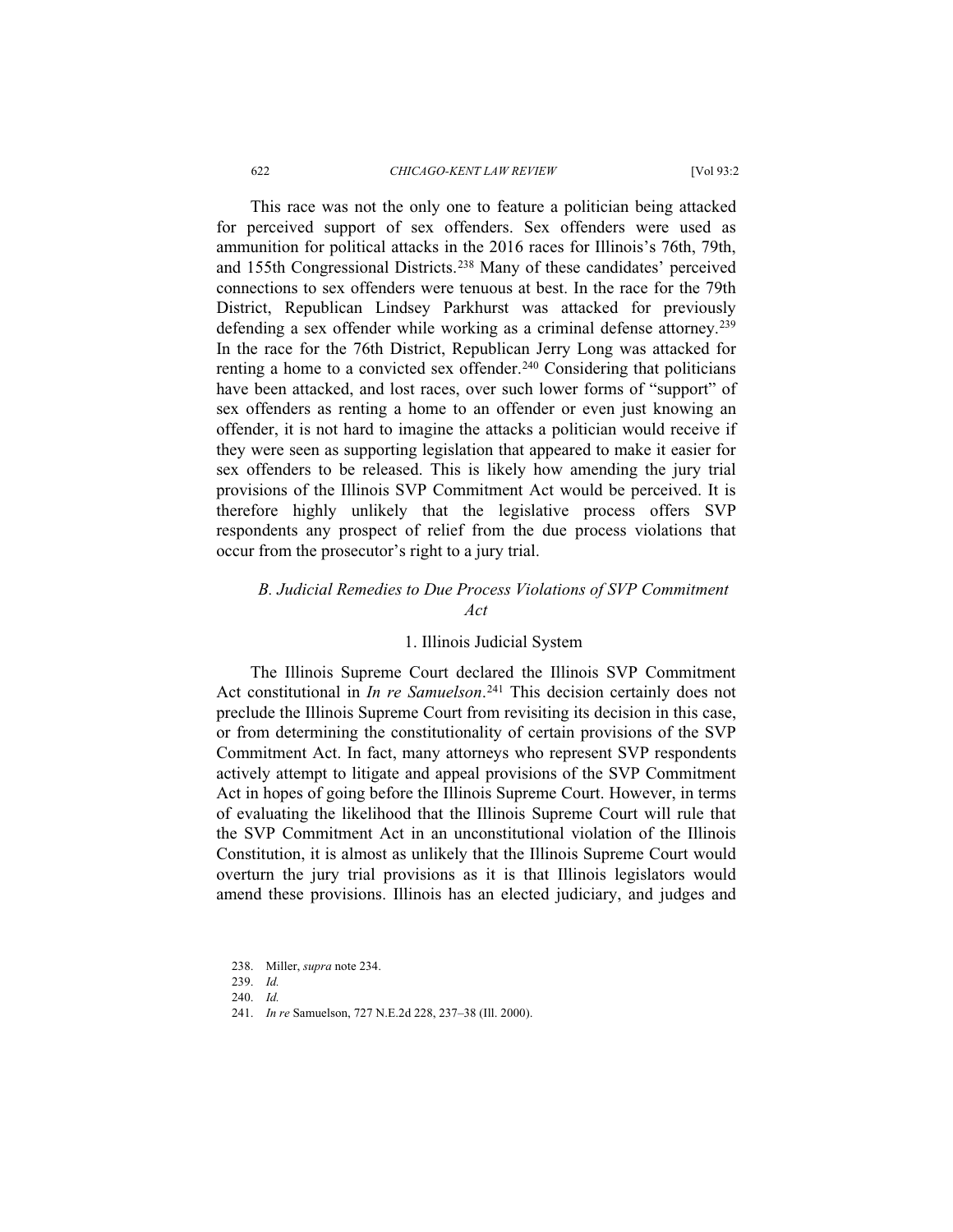This race was not the only one to feature a politician being attacked for perceived support of sex offenders. Sex offenders were used as ammunition for political attacks in the 2016 races for Illinois's 76th, 79th, and 155th Congressional Districts.[238] Many of these candidates' perceived connections to sex offenders were tenuous at best. In the race for the 79th District, Republican Lindsey Parkhurst was attacked for previously defending a sex offender while working as a criminal defense attorney.[239] In the race for the 76th District, Republican Jerry Long was attacked for renting a home to a convicted sex offender.[240] Considering that politicians have been attacked, and lost races, over such lower forms of "support" of sex offenders as renting a home to an offender or even just knowing an offender, it is not hard to imagine the attacks a politician would receive if they were seen as supporting legislation that appeared to make it easier for sex offenders to be released. This is likely how amending the jury trial provisions of the Illinois SVP Commitment Act would be perceived. It is therefore highly unlikely that the legislative process offers SVP respondents any prospect of relief from the due process violations that occur from the prosecutor's right to a jury trial.

### *B. Judicial Remedies to Due Process Violations of SVP Commitment Act*

#### 1. Illinois Judicial System

The Illinois Supreme Court declared the Illinois SVP Commitment Act constitutional in *In re Samuelson*.[241] This decision certainly does not preclude the Illinois Supreme Court from revisiting its decision in this case, or from determining the constitutionality of certain provisions of the SVP Commitment Act. In fact, many attorneys who represent SVP respondents actively attempt to litigate and appeal provisions of the SVP Commitment Act in hopes of going before the Illinois Supreme Court. However, in terms of evaluating the likelihood that the Illinois Supreme Court will rule that the SVP Commitment Act in an unconstitutional violation of the Illinois Constitution, it is almost as unlikely that the Illinois Supreme Court would overturn the jury trial provisions as it is that Illinois legislators would amend these provisions. Illinois has an elected judiciary, and judges and

238. Miller, *supra* note 234.

239. *Id.*

240. *Id.*

241. *In re* Samuelson, 727 N.E.2d 228, 237–38 (Ill. 2000).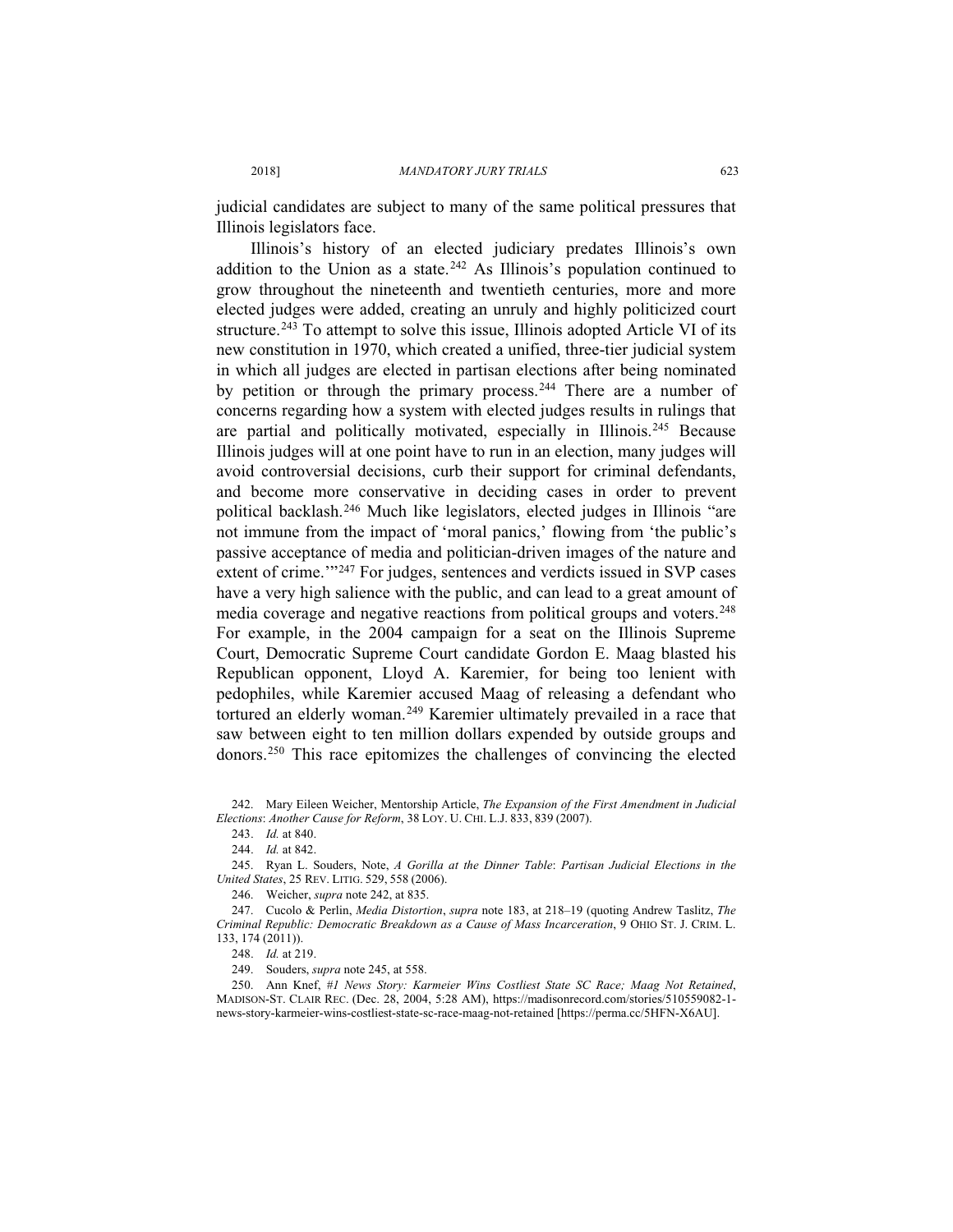judicial candidates are subject to many of the same political pressures that Illinois legislators face.

Illinois's history of an elected judiciary predates Illinois's own addition to the Union as a state.[242] As Illinois's population continued to grow throughout the nineteenth and twentieth centuries, more and more elected judges were added, creating an unruly and highly politicized court structure.[243] To attempt to solve this issue, Illinois adopted Article VI of its new constitution in 1970, which created a unified, three-tier judicial system in which all judges are elected in partisan elections after being nominated by petition or through the primary process.[244] There are a number of concerns regarding how a system with elected judges results in rulings that are partial and politically motivated, especially in Illinois.[245] Because Illinois judges will at one point have to run in an election, many judges will avoid controversial decisions, curb their support for criminal defendants, and become more conservative in deciding cases in order to prevent political backlash.[246] Much like legislators, elected judges in Illinois "are not immune from the impact of 'moral panics,' flowing from 'the public's passive acceptance of media and politician-driven images of the nature and extent of crime.'"[247] For judges, sentences and verdicts issued in SVP cases have a very high salience with the public, and can lead to a great amount of media coverage and negative reactions from political groups and voters.[248] For example, in the 2004 campaign for a seat on the Illinois Supreme Court, Democratic Supreme Court candidate Gordon E. Maag blasted his Republican opponent, Lloyd A. Karemier, for being too lenient with pedophiles, while Karemier accused Maag of releasing a defendant who tortured an elderly woman.[249] Karemier ultimately prevailed in a race that saw between eight to ten million dollars expended by outside groups and donors.[250] This race epitomizes the challenges of convincing the elected

242. Mary Eileen Weicher, Mentorship Article, *The Expansion of the First Amendment in Judicial Elections*: *Another Cause for Reform*, 38 LOY. U. CHI. L.J. 833, 839 (2007).

243. *Id.* at 840.

244. *Id.* at 842.

245. Ryan L. Souders, Note, *A Gorilla at the Dinner Table*: *Partisan Judicial Elections in the United States*, 25 REV. LITIG. 529, 558 (2006).

246. Weicher, *supra* note 242, at 835.

247. Cucolo & Perlin, *Media Distortion*, *supra* note 183, at 218–19 (quoting Andrew Taslitz, *The Criminal Republic: Democratic Breakdown as a Cause of Mass Incarceration*, 9 OHIO ST. J. CRIM. L. 133, 174 (2011)).

248. *Id.* at 219.

249. Souders, *supra* note 245, at 558.

250. Ann Knef, *#1 News Story: Karmeier Wins Costliest State SC Race; Maag Not Retained*, MADISON-ST. CLAIR REC. (Dec. 28, 2004, 5:28 AM), https://madisonrecord.com/stories/510559082-1-news-story-karmeier-wins-costliest-state-sc-race-maag-not-retained [https://perma.cc/5HFN-X6AU].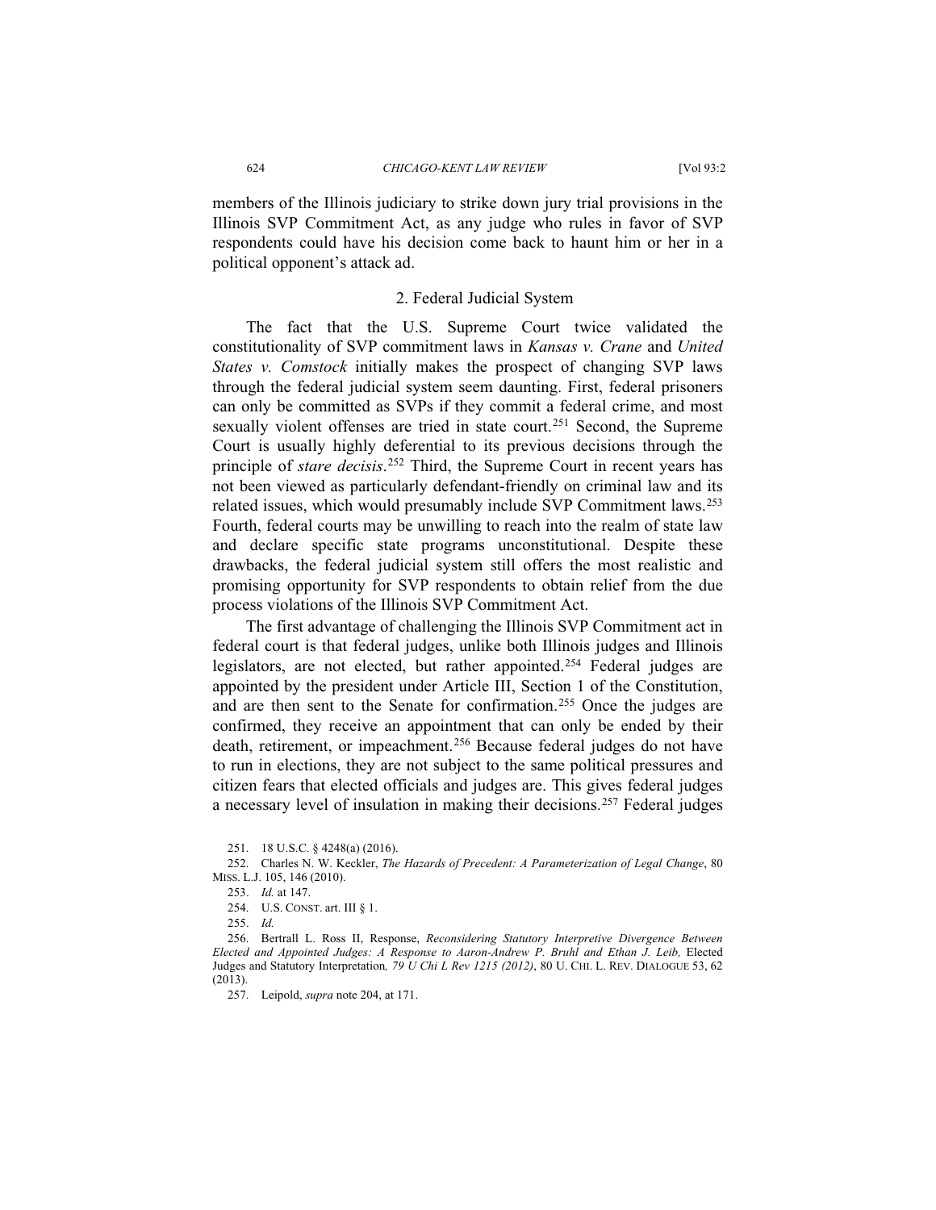members of the Illinois judiciary to strike down jury trial provisions in the Illinois SVP Commitment Act, as any judge who rules in favor of SVP respondents could have his decision come back to haunt him or her in a political opponent's attack ad.

### 2. Federal Judicial System

The fact that the U.S. Supreme Court twice validated the constitutionality of SVP commitment laws in *Kansas v. Crane* and *United States v. Comstock* initially makes the prospect of changing SVP laws through the federal judicial system seem daunting. First, federal prisoners can only be committed as SVPs if they commit a federal crime, and most sexually violent offenses are tried in state court.[251] Second, the Supreme Court is usually highly deferential to its previous decisions through the principle of *stare decisis*.[252] Third, the Supreme Court in recent years has not been viewed as particularly defendant-friendly on criminal law and its related issues, which would presumably include SVP Commitment laws.[253] Fourth, federal courts may be unwilling to reach into the realm of state law and declare specific state programs unconstitutional. Despite these drawbacks, the federal judicial system still offers the most realistic and promising opportunity for SVP respondents to obtain relief from the due process violations of the Illinois SVP Commitment Act.

The first advantage of challenging the Illinois SVP Commitment act in federal court is that federal judges, unlike both Illinois judges and Illinois legislators, are not elected, but rather appointed.[254] Federal judges are appointed by the president under Article III, Section 1 of the Constitution, and are then sent to the Senate for confirmation.[255] Once the judges are confirmed, they receive an appointment that can only be ended by their death, retirement, or impeachment.[256] Because federal judges do not have to run in elections, they are not subject to the same political pressures and citizen fears that elected officials and judges are. This gives federal judges a necessary level of insulation in making their decisions.[257] Federal judges

251. 18 U.S.C. § 4248(a) (2016).

252. Charles N. W. Keckler, *The Hazards of Precedent: A Parameterization of Legal Change*, 80 MISS. L.J. 105, 146 (2010).

253. *Id.* at 147.

254. U.S. CONST. art. III § 1.

255. *Id.*

256. Bertrall L. Ross II, Response, *Reconsidering Statutory Interpretive Divergence Between Elected and Appointed Judges: A Response to Aaron-Andrew P. Bruhl and Ethan J. Leib,* Elected Judges and Statutory Interpretation*, 79 U Chi L Rev 1215 (2012)*, 80 U. CHI. L. REV. DIALOGUE 53, 62 (2013).

257. Leipold, *supra* note 204, at 171.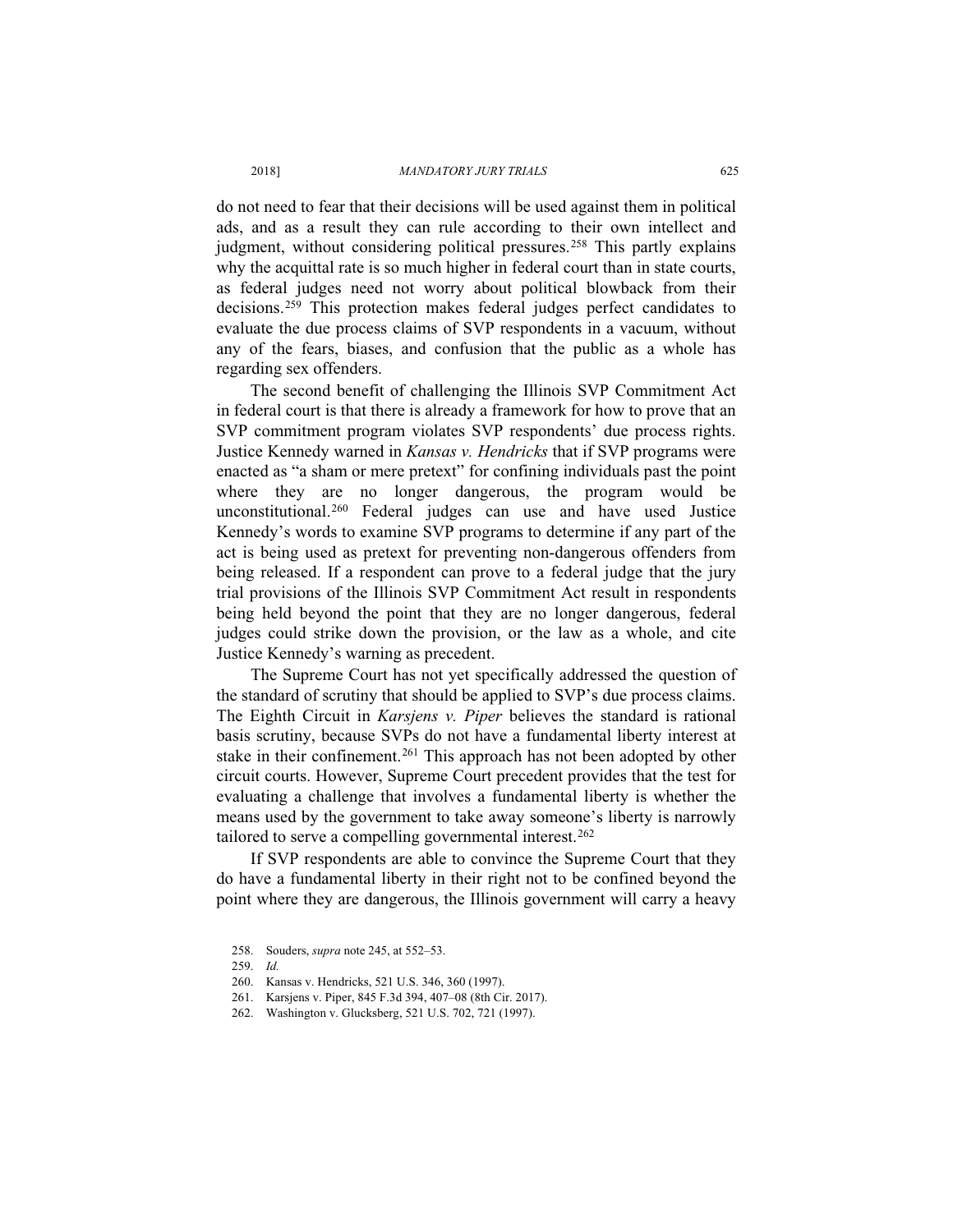do not need to fear that their decisions will be used against them in political ads, and as a result they can rule according to their own intellect and judgment, without considering political pressures.[258] This partly explains why the acquittal rate is so much higher in federal court than in state courts, as federal judges need not worry about political blowback from their decisions.[259] This protection makes federal judges perfect candidates to evaluate the due process claims of SVP respondents in a vacuum, without any of the fears, biases, and confusion that the public as a whole has regarding sex offenders.

The second benefit of challenging the Illinois SVP Commitment Act in federal court is that there is already a framework for how to prove that an SVP commitment program violates SVP respondents' due process rights. Justice Kennedy warned in *Kansas v. Hendricks* that if SVP programs were enacted as "a sham or mere pretext" for confining individuals past the point where they are no longer dangerous, the program would be unconstitutional.[260] Federal judges can use and have used Justice Kennedy's words to examine SVP programs to determine if any part of the act is being used as pretext for preventing non-dangerous offenders from being released. If a respondent can prove to a federal judge that the jury trial provisions of the Illinois SVP Commitment Act result in respondents being held beyond the point that they are no longer dangerous, federal judges could strike down the provision, or the law as a whole, and cite Justice Kennedy's warning as precedent.

The Supreme Court has not yet specifically addressed the question of the standard of scrutiny that should be applied to SVP's due process claims. The Eighth Circuit in *Karsjens v. Piper* believes the standard is rational basis scrutiny, because SVPs do not have a fundamental liberty interest at stake in their confinement.[261] This approach has not been adopted by other circuit courts. However, Supreme Court precedent provides that the test for evaluating a challenge that involves a fundamental liberty is whether the means used by the government to take away someone's liberty is narrowly tailored to serve a compelling governmental interest.[262]

If SVP respondents are able to convince the Supreme Court that they do have a fundamental liberty in their right not to be confined beyond the point where they are dangerous, the Illinois government will carry a heavy

258. Souders, *supra* note 245, at 552–53.

259. *Id.*

260. Kansas v. Hendricks, 521 U.S. 346, 360 (1997).

261. Karsjens v. Piper, 845 F.3d 394, 407–08 (8th Cir. 2017).

262. Washington v. Glucksberg, 521 U.S. 702, 721 (1997).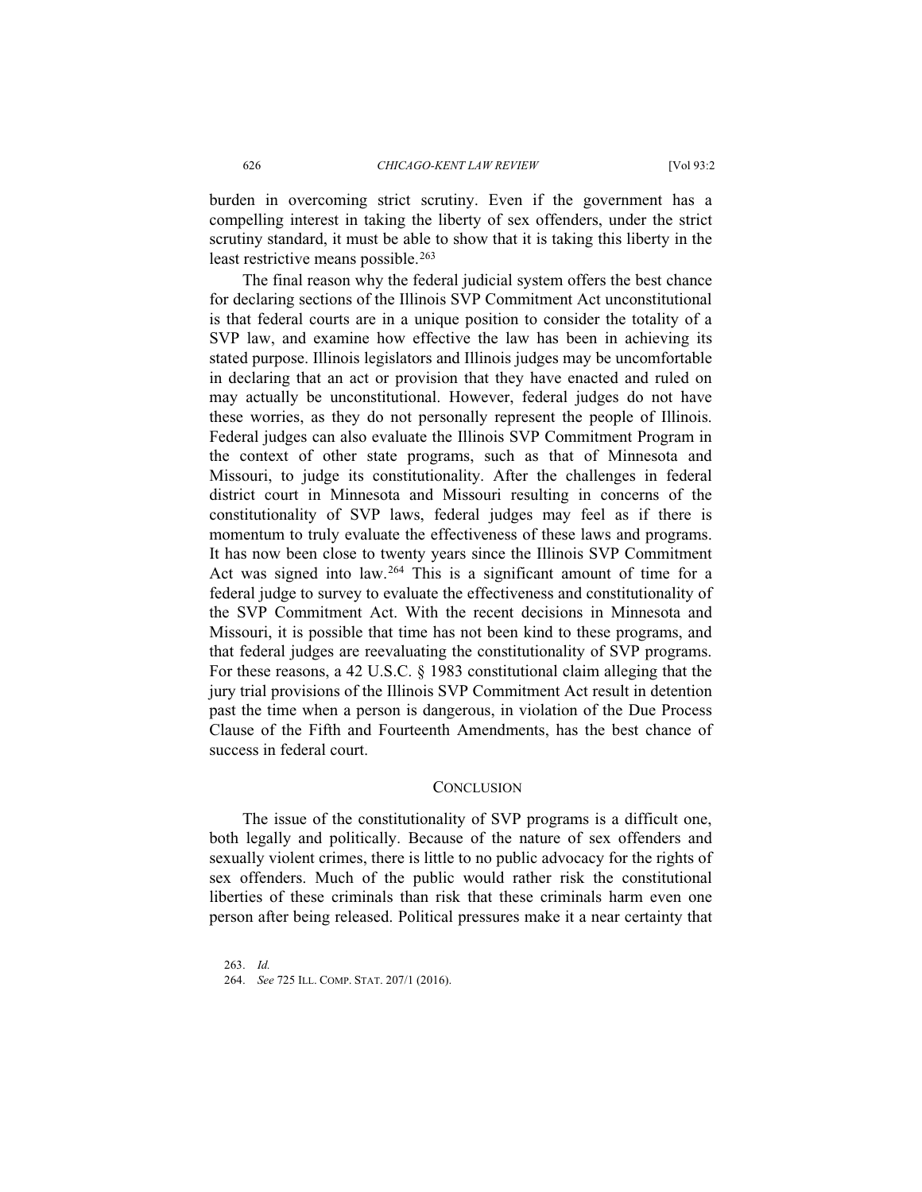burden in overcoming strict scrutiny. Even if the government has a compelling interest in taking the liberty of sex offenders, under the strict scrutiny standard, it must be able to show that it is taking this liberty in the least restrictive means possible.[263]

The final reason why the federal judicial system offers the best chance for declaring sections of the Illinois SVP Commitment Act unconstitutional is that federal courts are in a unique position to consider the totality of a SVP law, and examine how effective the law has been in achieving its stated purpose. Illinois legislators and Illinois judges may be uncomfortable in declaring that an act or provision that they have enacted and ruled on may actually be unconstitutional. However, federal judges do not have these worries, as they do not personally represent the people of Illinois. Federal judges can also evaluate the Illinois SVP Commitment Program in the context of other state programs, such as that of Minnesota and Missouri, to judge its constitutionality. After the challenges in federal district court in Minnesota and Missouri resulting in concerns of the constitutionality of SVP laws, federal judges may feel as if there is momentum to truly evaluate the effectiveness of these laws and programs. It has now been close to twenty years since the Illinois SVP Commitment Act was signed into law.[264] This is a significant amount of time for a federal judge to survey to evaluate the effectiveness and constitutionality of the SVP Commitment Act. With the recent decisions in Minnesota and Missouri, it is possible that time has not been kind to these programs, and that federal judges are reevaluating the constitutionality of SVP programs. For these reasons, a 42 U.S.C. § 1983 constitutional claim alleging that the jury trial provisions of the Illinois SVP Commitment Act result in detention past the time when a person is dangerous, in violation of the Due Process Clause of the Fifth and Fourteenth Amendments, has the best chance of success in federal court.

## CONCLUSION

The issue of the constitutionality of SVP programs is a difficult one, both legally and politically. Because of the nature of sex offenders and sexually violent crimes, there is little to no public advocacy for the rights of sex offenders. Much of the public would rather risk the constitutional liberties of these criminals than risk that these criminals harm even one person after being released. Political pressures make it a near certainty that

263. *Id.*

264. *See* 725 ILL. COMP. STAT. 207/1 (2016).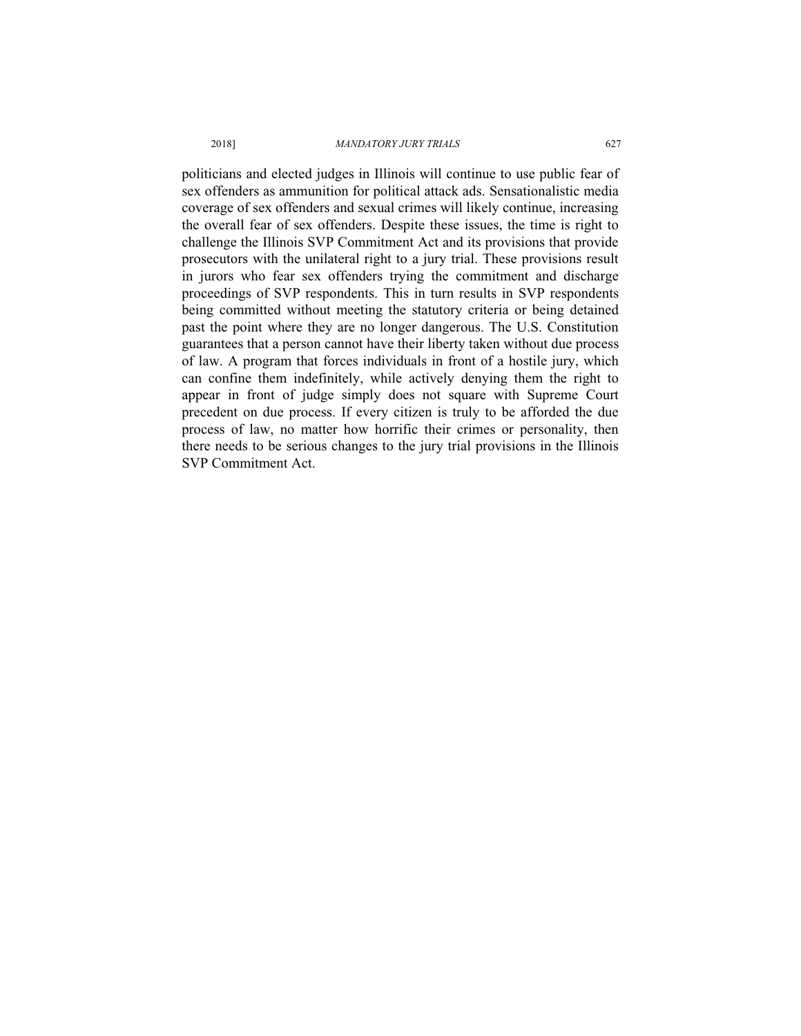politicians and elected judges in Illinois will continue to use public fear of sex offenders as ammunition for political attack ads. Sensationalistic media coverage of sex offenders and sexual crimes will likely continue, increasing the overall fear of sex offenders. Despite these issues, the time is right to challenge the Illinois SVP Commitment Act and its provisions that provide prosecutors with the unilateral right to a jury trial. These provisions result in jurors who fear sex offenders trying the commitment and discharge proceedings of SVP respondents. This in turn results in SVP respondents being committed without meeting the statutory criteria or being detained past the point where they are no longer dangerous. The U.S. Constitution guarantees that a person cannot have their liberty taken without due process of law. A program that forces individuals in front of a hostile jury, which can confine them indefinitely, while actively denying them the right to appear in front of judge simply does not square with Supreme Court precedent on due process. If every citizen is truly to be afforded the due process of law, no matter how horrific their crimes or personality, then there needs to be serious changes to the jury trial provisions in the Illinois SVP Commitment Act.